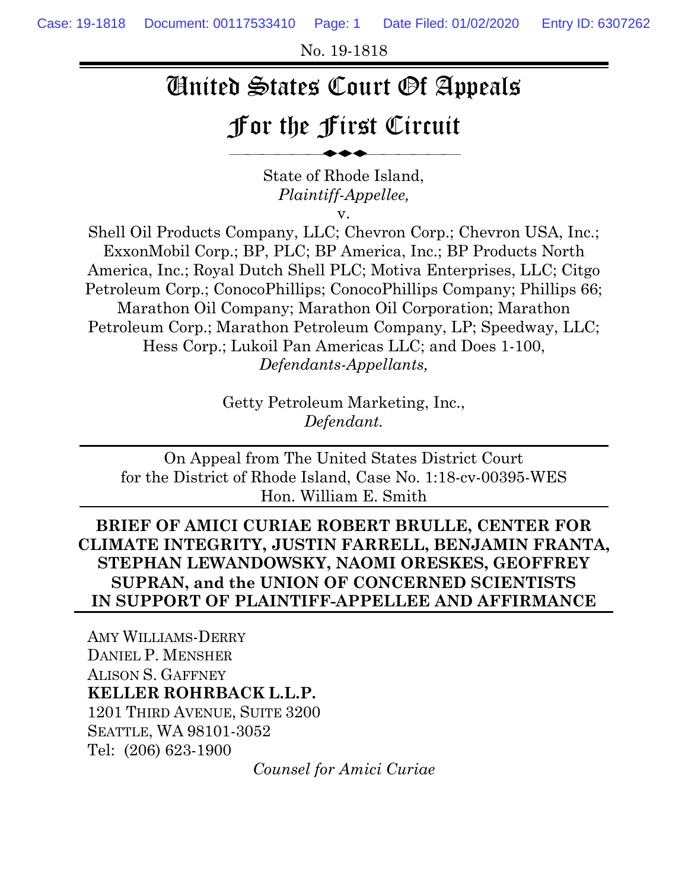No. 19-1818

# United States Court Of Appeals

# For the First Circuit

State of Rhode Island,
*Plaintiff-Appellee,*
v.
Shell Oil Products Company, LLC; Chevron Corp.; Chevron USA, Inc.; ExxonMobil Corp.; BP, PLC; BP America, Inc.; BP Products North America, Inc.; Royal Dutch Shell PLC; Motiva Enterprises, LLC; Citgo Petroleum Corp.; ConocoPhillips; ConocoPhillips Company; Phillips 66; Marathon Oil Company; Marathon Oil Corporation; Marathon Petroleum Corp.; Marathon Petroleum Company, LP; Speedway, LLC; Hess Corp.; Lukoil Pan Americas LLC; and Does 1-100,
*Defendants-Appellants,*

Getty Petroleum Marketing, Inc.,
*Defendant.*

On Appeal from The United States District Court for the District of Rhode Island, Case No. 1:18-cv-00395-WES
Hon. William E. Smith

**BRIEF OF AMICI CURIAE ROBERT BRULLE, CENTER FOR CLIMATE INTEGRITY, JUSTIN FARRELL, BENJAMIN FRANTA, STEPHAN LEWANDOWSKY, NAOMI ORESKES, GEOFFREY SUPRAN, and the UNION OF CONCERNED SCIENTISTS IN SUPPORT OF PLAINTIFF-APPELLEE AND AFFIRMANCE**

AMY WILLIAMS-DERRY
DANIEL P. MENSHER
ALISON S. GAFFNEY
**KELLER ROHRBACK L.L.P.**
1201 THIRD AVENUE, SUITE 3200
SEATTLE, WA 98101-3052
Tel: (206) 623-1900

*Counsel for Amici Curiae*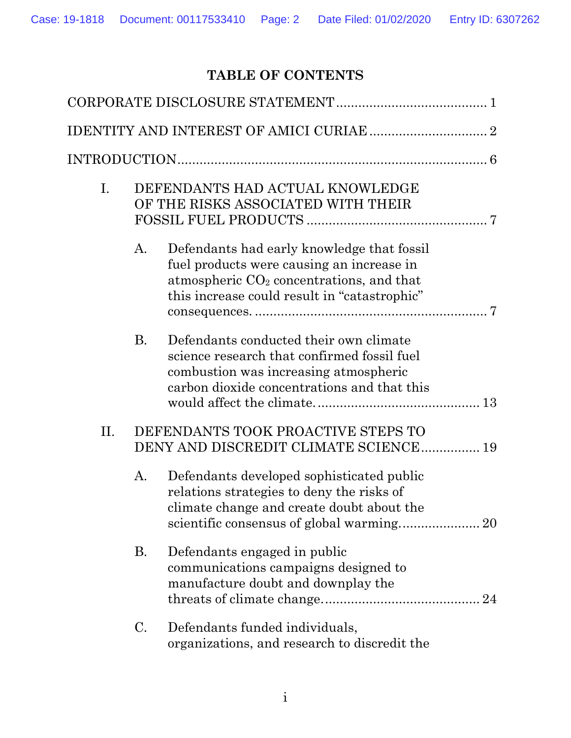## TABLE OF CONTENTS

CORPORATE DISCLOSURE STATEMENT ........................................ 1

IDENTITY AND INTEREST OF AMICI CURIAE ............................... 2

INTRODUCTION ....................................................................... 6

I. DEFENDANTS HAD ACTUAL KNOWLEDGE OF THE RISKS ASSOCIATED WITH THEIR FOSSIL FUEL PRODUCTS ................................................ 7

  A. Defendants had early knowledge that fossil fuel products were causing an increase in atmospheric $CO_2$ concentrations, and that this increase could result in "catastrophic" consequences. .............................................................. 7

  B. Defendants conducted their own climate science research that confirmed fossil fuel combustion was increasing atmospheric carbon dioxide concentrations and that this would affect the climate. ........................................... 13

II. DEFENDANTS TOOK PROACTIVE STEPS TO DENY AND DISCREDIT CLIMATE SCIENCE ............... 19

  A. Defendants developed sophisticated public relations strategies to deny the risks of climate change and create doubt about the scientific consensus of global warming. .................... 20

  B. Defendants engaged in public communications campaigns designed to manufacture doubt and downplay the threats of climate change. .......................................... 24

  C. Defendants funded individuals, organizations, and research to discredit the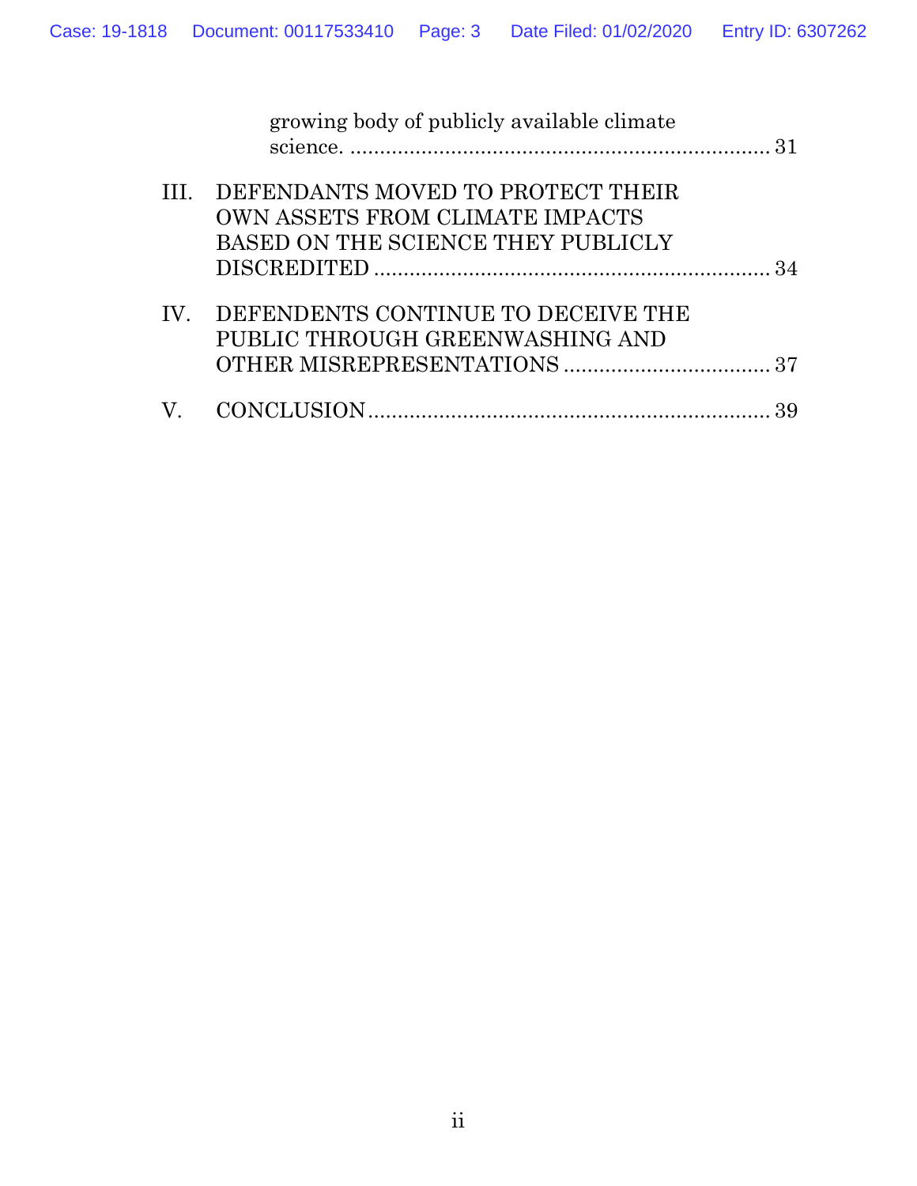growing body of publicly available climate science. ........................................................................ 31

III. DEFENDANTS MOVED TO PROTECT THEIR OWN ASSETS FROM CLIMATE IMPACTS BASED ON THE SCIENCE THEY PUBLICLY DISCREDITED ........................................................................ 34

IV. DEFENDENTS CONTINUE TO DECEIVE THE PUBLIC THROUGH GREENWASHING AND OTHER MISREPRESENTATIONS ........................................ 37

V. CONCLUSION ........................................................................ 39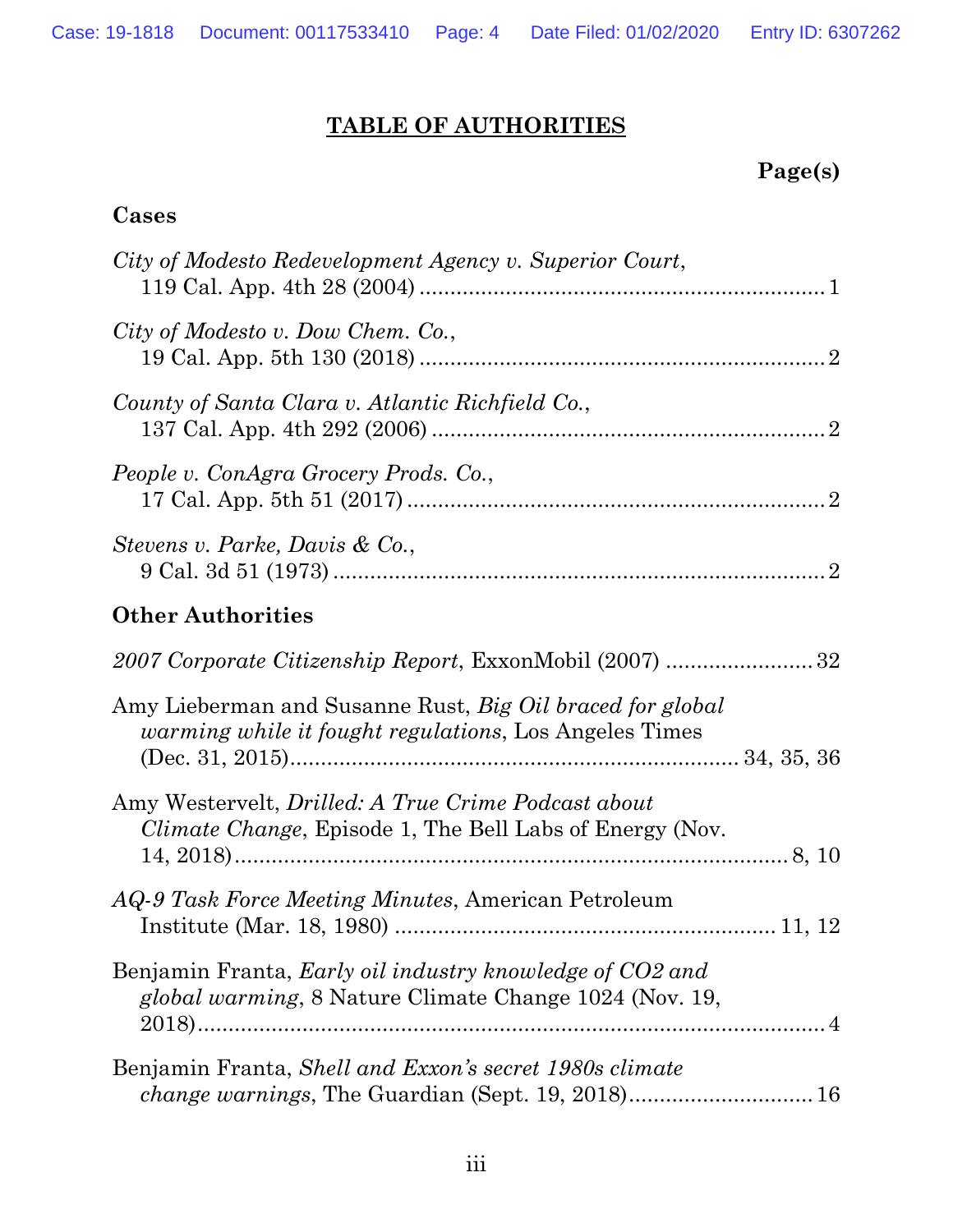# TABLE OF AUTHORITIES

**Page(s)**

**Cases**

*City of Modesto Redevelopment Agency v. Superior Court*, 119 Cal. App. 4th 28 (2004) ............ 1

*City of Modesto v. Dow Chem. Co.*, 19 Cal. App. 5th 130 (2018) ............ 2

*County of Santa Clara v. Atlantic Richfield Co.*, 137 Cal. App. 4th 292 (2006) ............ 2

*People v. ConAgra Grocery Prods. Co.*, 17 Cal. App. 5th 51 (2017) ............ 2

*Stevens v. Parke, Davis & Co.*, 9 Cal. 3d 51 (1973) ............ 2

**Other Authorities**

*2007 Corporate Citizenship Report*, ExxonMobil (2007) ............ 32

Amy Lieberman and Susanne Rust, *Big Oil braced for global warming while it fought regulations*, Los Angeles Times (Dec. 31, 2015) ............ 34, 35, 36

Amy Westervelt, *Drilled: A True Crime Podcast about Climate Change*, Episode 1, The Bell Labs of Energy (Nov. 14, 2018) ............ 8, 10

*AQ-9 Task Force Meeting Minutes*, American Petroleum Institute (Mar. 18, 1980) ............ 11, 12

Benjamin Franta, *Early oil industry knowledge of CO2 and global warming*, 8 Nature Climate Change 1024 (Nov. 19, 2018) ............ 4

Benjamin Franta, *Shell and Exxon's secret 1980s climate change warnings*, The Guardian (Sept. 19, 2018) ............ 16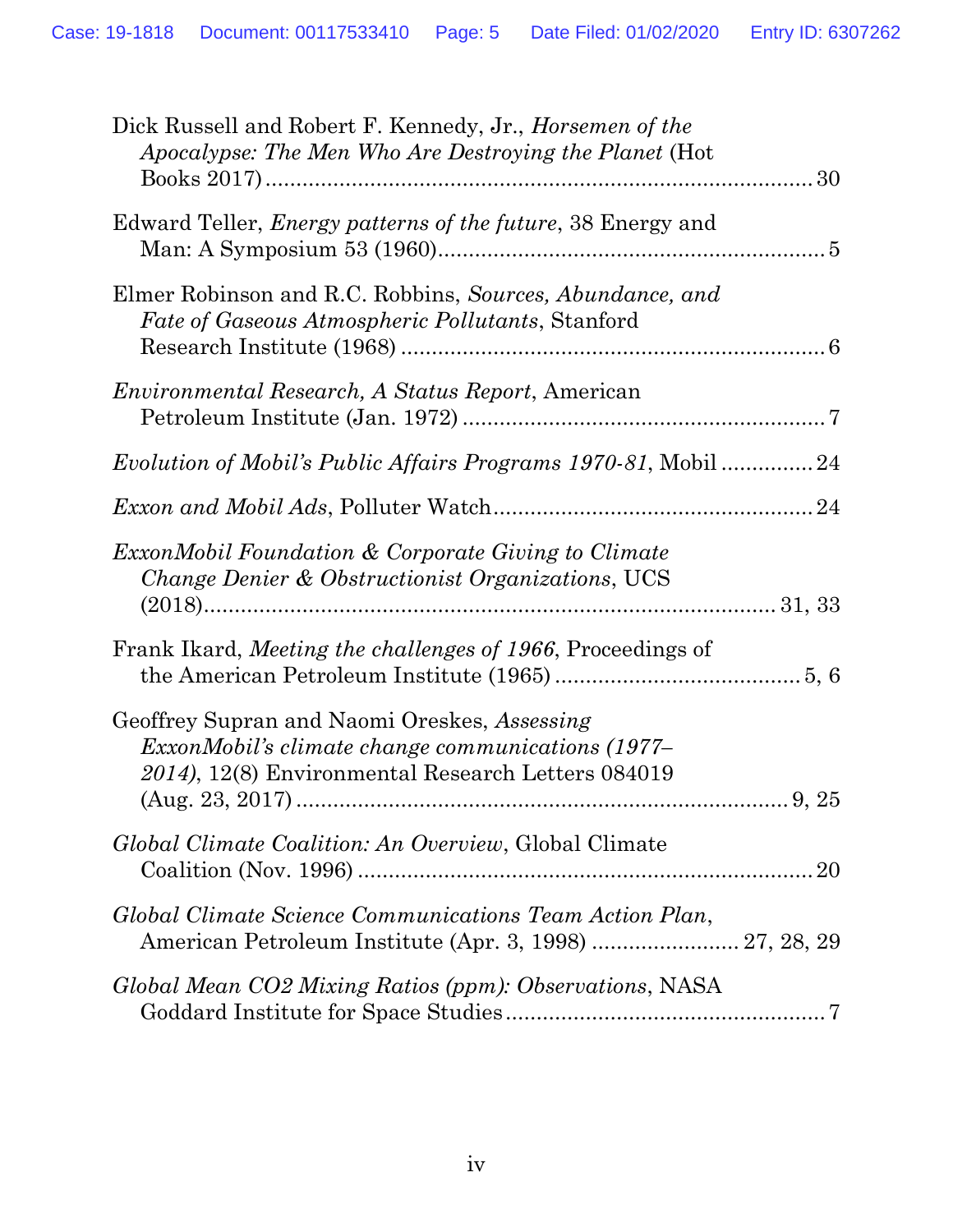Dick Russell and Robert F. Kennedy, Jr., *Horsemen of the Apocalypse: The Men Who Are Destroying the Planet* (Hot Books 2017) ........................................................................................ 30

Edward Teller, *Energy patterns of the future*, 38 Energy and Man: A Symposium 53 (1960)............................................................... 5

Elmer Robinson and R.C. Robbins, *Sources, Abundance, and Fate of Gaseous Atmospheric Pollutants*, Stanford Research Institute (1968) ..................................................................... 6

*Environmental Research, A Status Report*, American Petroleum Institute (Jan. 1972) ........................................................... 7

*Evolution of Mobil's Public Affairs Programs 1970-81*, Mobil ............... 24

*Exxon and Mobil Ads*, Polluter Watch.................................................... 24

*ExxonMobil Foundation & Corporate Giving to Climate Change Denier & Obstructionist Organizations*, UCS (2018)............................................................................................ 31, 33

Frank Ikard, *Meeting the challenges of 1966*, Proceedings of the American Petroleum Institute (1965) ........................................ 5, 6

Geoffrey Supran and Naomi Oreskes, *Assessing ExxonMobil's climate change communications (1977–2014)*, 12(8) Environmental Research Letters 084019 (Aug. 23, 2017) ................................................................................ 9, 25

*Global Climate Coalition: An Overview*, Global Climate Coalition (Nov. 1996) .......................................................................... 20

*Global Climate Science Communications Team Action Plan*, American Petroleum Institute (Apr. 3, 1998) ........................ 27, 28, 29

*Global Mean CO2 Mixing Ratios (ppm): Observations*, NASA Goddard Institute for Space Studies.................................................... 7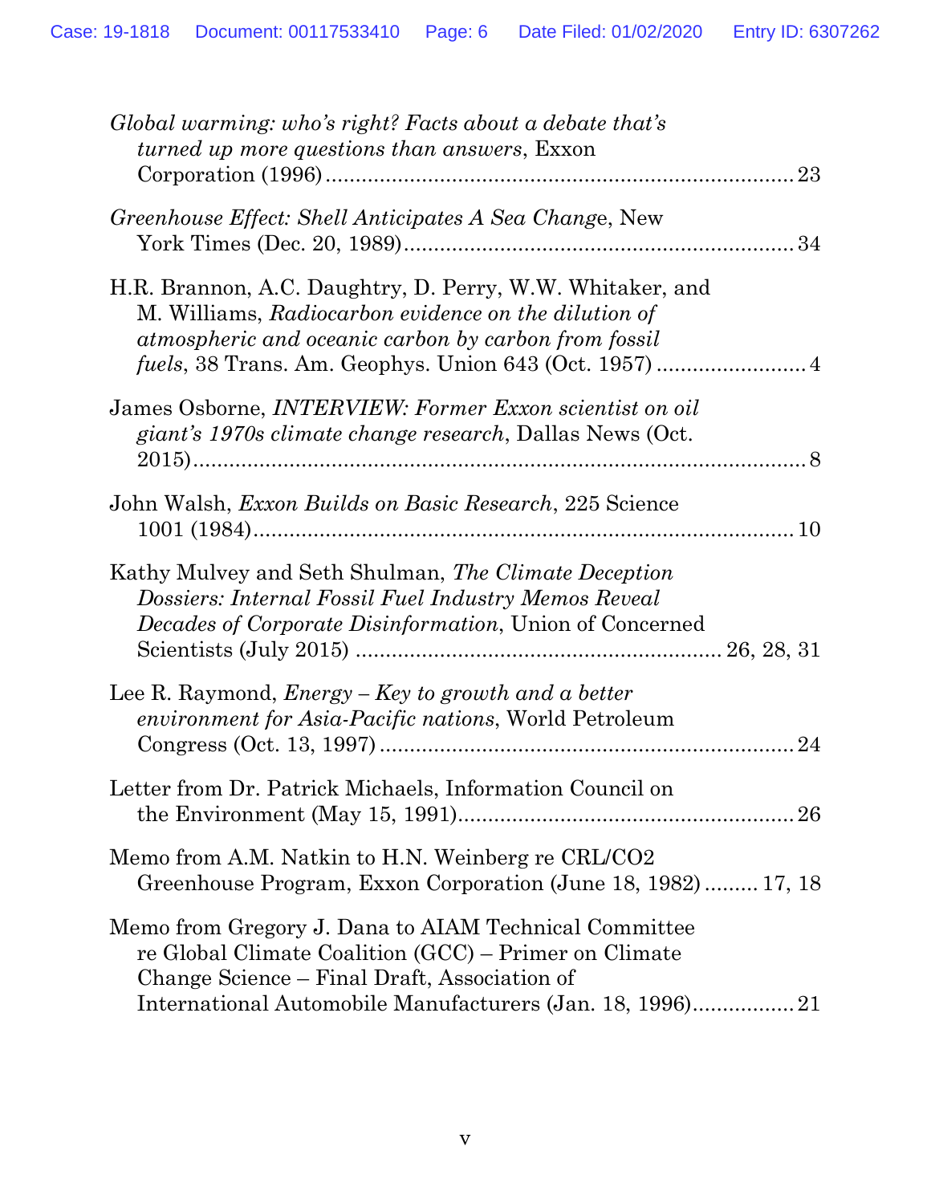*Global warming: who's right? Facts about a debate that's turned up more questions than answers*, Exxon Corporation (1996) .......... 23

*Greenhouse Effect: Shell Anticipates A Sea Change*, New York Times (Dec. 20, 1989) .......... 34

H.R. Brannon, A.C. Daughtry, D. Perry, W.W. Whitaker, and M. Williams, *Radiocarbon evidence on the dilution of atmospheric and oceanic carbon by carbon from fossil fuels*, 38 Trans. Am. Geophys. Union 643 (Oct. 1957) .......... 4

James Osborne, *INTERVIEW: Former Exxon scientist on oil giant's 1970s climate change research*, Dallas News (Oct. 2015) .......... 8

John Walsh, *Exxon Builds on Basic Research*, 225 Science 1001 (1984) .......... 10

Kathy Mulvey and Seth Shulman, *The Climate Deception Dossiers: Internal Fossil Fuel Industry Memos Reveal Decades of Corporate Disinformation*, Union of Concerned Scientists (July 2015) .......... 26, 28, 31

Lee R. Raymond, *Energy – Key to growth and a better environment for Asia-Pacific nations*, World Petroleum Congress (Oct. 13, 1997) .......... 24

Letter from Dr. Patrick Michaels, Information Council on the Environment (May 15, 1991) .......... 26

Memo from A.M. Natkin to H.N. Weinberg re CRL/CO2 Greenhouse Program, Exxon Corporation (June 18, 1982) .......... 17, 18

Memo from Gregory J. Dana to AIAM Technical Committee re Global Climate Coalition (GCC) – Primer on Climate Change Science – Final Draft, Association of International Automobile Manufacturers (Jan. 18, 1996) .......... 21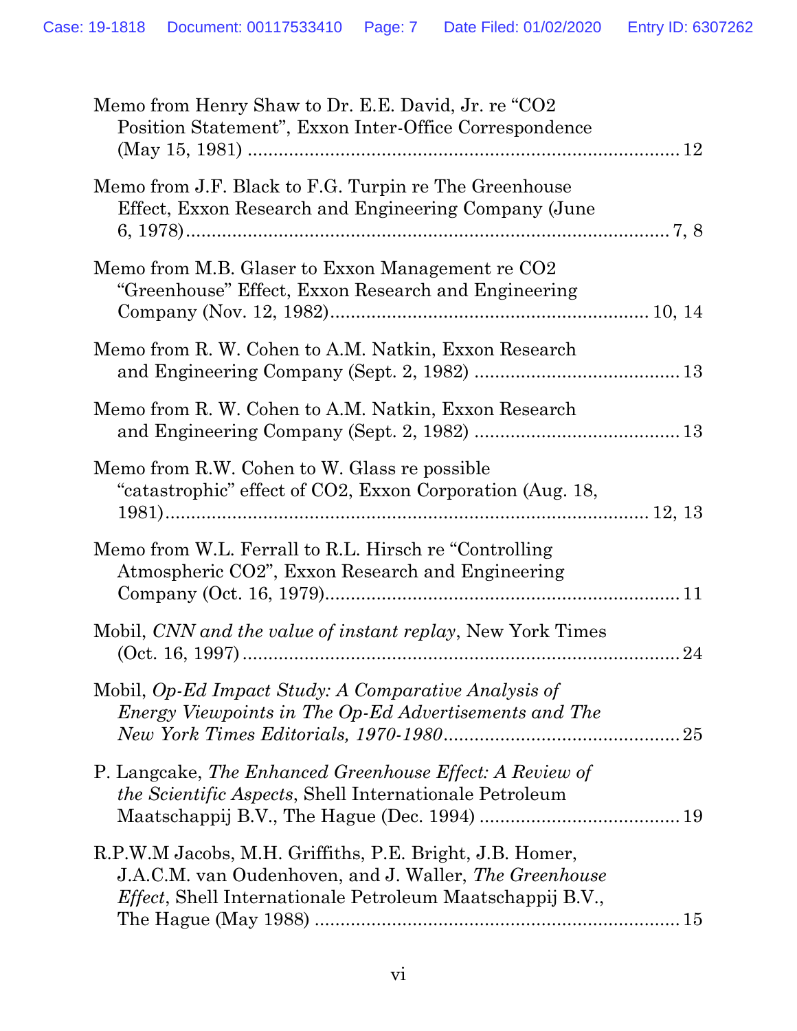Memo from Henry Shaw to Dr. E.E. David, Jr. re "CO2 Position Statement", Exxon Inter-Office Correspondence (May 15, 1981) .................................................................................... 12

Memo from J.F. Black to F.G. Turpin re The Greenhouse Effect, Exxon Research and Engineering Company (June 6, 1978)............................................................................................ 7, 8

Memo from M.B. Glaser to Exxon Management re CO2 "Greenhouse" Effect, Exxon Research and Engineering Company (Nov. 12, 1982)............................................................ 10, 14

Memo from R. W. Cohen to A.M. Natkin, Exxon Research and Engineering Company (Sept. 2, 1982) ........................................ 13

Memo from R. W. Cohen to A.M. Natkin, Exxon Research and Engineering Company (Sept. 2, 1982) ........................................ 13

Memo from R.W. Cohen to W. Glass re possible "catastrophic" effect of CO2, Exxon Corporation (Aug. 18, 1981)........................................................................................ 12, 13

Memo from W.L. Ferrall to R.L. Hirsch re "Controlling Atmospheric CO2", Exxon Research and Engineering Company (Oct. 16, 1979).................................................................. 11

Mobil, *CNN and the value of instant replay*, New York Times (Oct. 16, 1997)...................................................................................... 24

Mobil, *Op-Ed Impact Study: A Comparative Analysis of Energy Viewpoints in The Op-Ed Advertisements and The New York Times Editorials, 1970-1980*............................................. 25

P. Langcake, *The Enhanced Greenhouse Effect: A Review of the Scientific Aspects*, Shell Internationale Petroleum Maatschappij B.V., The Hague (Dec. 1994) ....................................... 19

R.P.W.M Jacobs, M.H. Griffiths, P.E. Bright, J.B. Homer, J.A.C.M. van Oudenhoven, and J. Waller, *The Greenhouse Effect*, Shell Internationale Petroleum Maatschappij B.V., The Hague (May 1988) ....................................................................... 15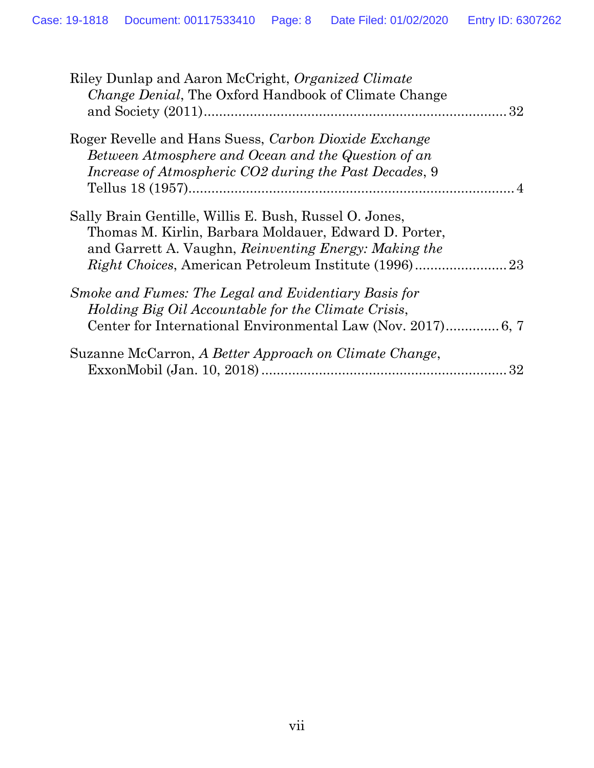Riley Dunlap and Aaron McCright, *Organized Climate Change Denial*, The Oxford Handbook of Climate Change and Society (2011)................................................................................32

Roger Revelle and Hans Suess, *Carbon Dioxide Exchange Between Atmosphere and Ocean and the Question of an Increase of Atmospheric CO2 during the Past Decades*, 9 Tellus 18 (1957)......................................................................................4

Sally Brain Gentille, Willis E. Bush, Russel O. Jones, Thomas M. Kirlin, Barbara Moldauer, Edward D. Porter, and Garrett A. Vaughn, *Reinventing Energy: Making the Right Choices*, American Petroleum Institute (1996)........................23

*Smoke and Fumes: The Legal and Evidentiary Basis for Holding Big Oil Accountable for the Climate Crisis*, Center for International Environmental Law (Nov. 2017).............6, 7

Suzanne McCarron, *A Better Approach on Climate Change*, ExxonMobil (Jan. 10, 2018)................................................................32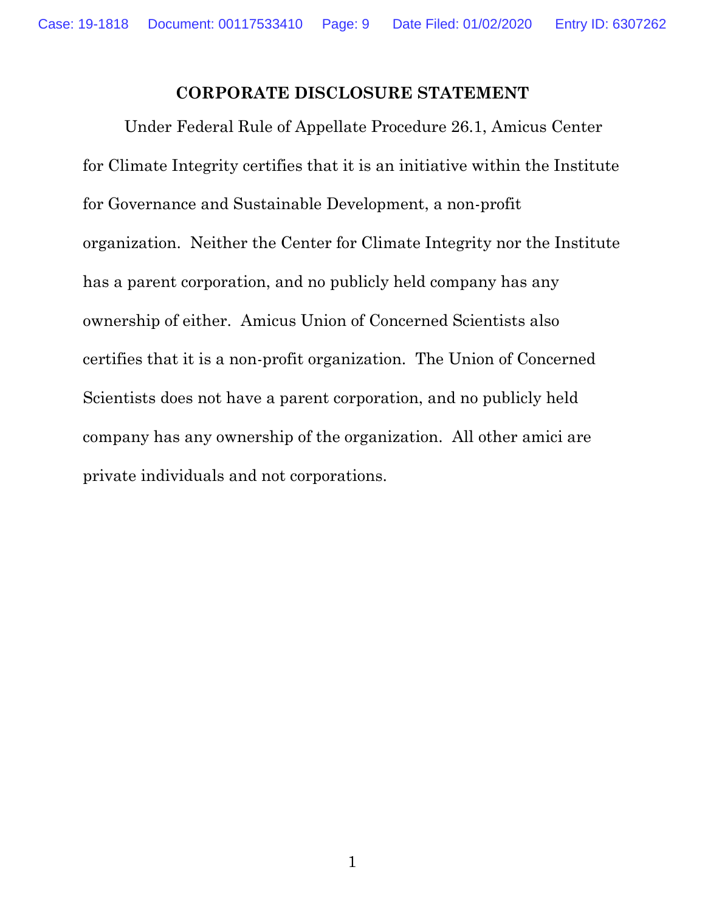## CORPORATE DISCLOSURE STATEMENT

Under Federal Rule of Appellate Procedure 26.1, Amicus Center for Climate Integrity certifies that it is an initiative within the Institute for Governance and Sustainable Development, a non-profit organization. Neither the Center for Climate Integrity nor the Institute has a parent corporation, and no publicly held company has any ownership of either. Amicus Union of Concerned Scientists also certifies that it is a non-profit organization. The Union of Concerned Scientists does not have a parent corporation, and no publicly held company has any ownership of the organization. All other amici are private individuals and not corporations.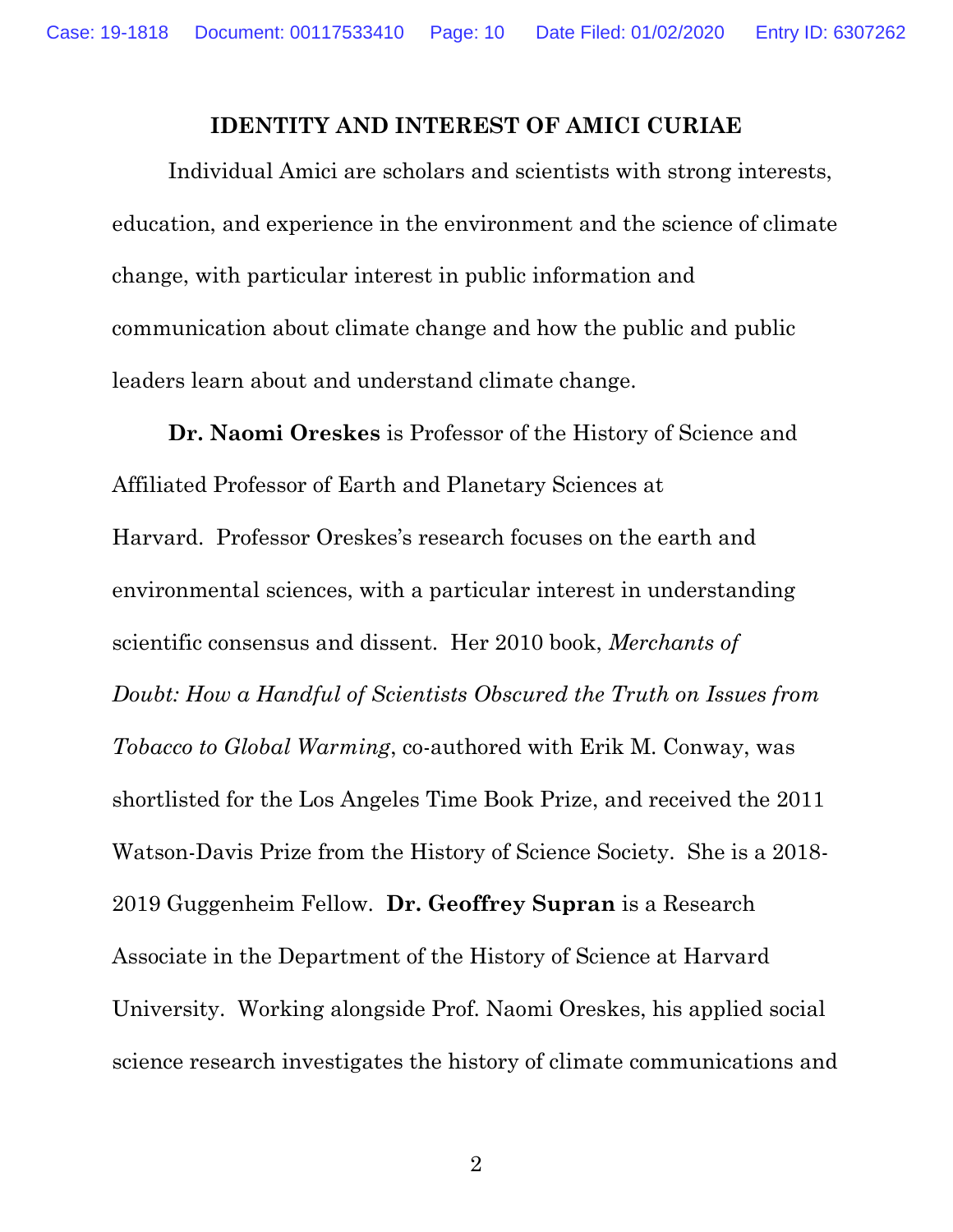## IDENTITY AND INTEREST OF AMICI CURIAE

Individual Amici are scholars and scientists with strong interests, education, and experience in the environment and the science of climate change, with particular interest in public information and communication about climate change and how the public and public leaders learn about and understand climate change.

**Dr. Naomi Oreskes** is Professor of the History of Science and Affiliated Professor of Earth and Planetary Sciences at Harvard. Professor Oreskes's research focuses on the earth and environmental sciences, with a particular interest in understanding scientific consensus and dissent. Her 2010 book, *Merchants of Doubt: How a Handful of Scientists Obscured the Truth on Issues from Tobacco to Global Warming*, co-authored with Erik M. Conway, was shortlisted for the Los Angeles Time Book Prize, and received the 2011 Watson-Davis Prize from the History of Science Society. She is a 2018-2019 Guggenheim Fellow. **Dr. Geoffrey Supran** is a Research Associate in the Department of the History of Science at Harvard University. Working alongside Prof. Naomi Oreskes, his applied social science research investigates the history of climate communications and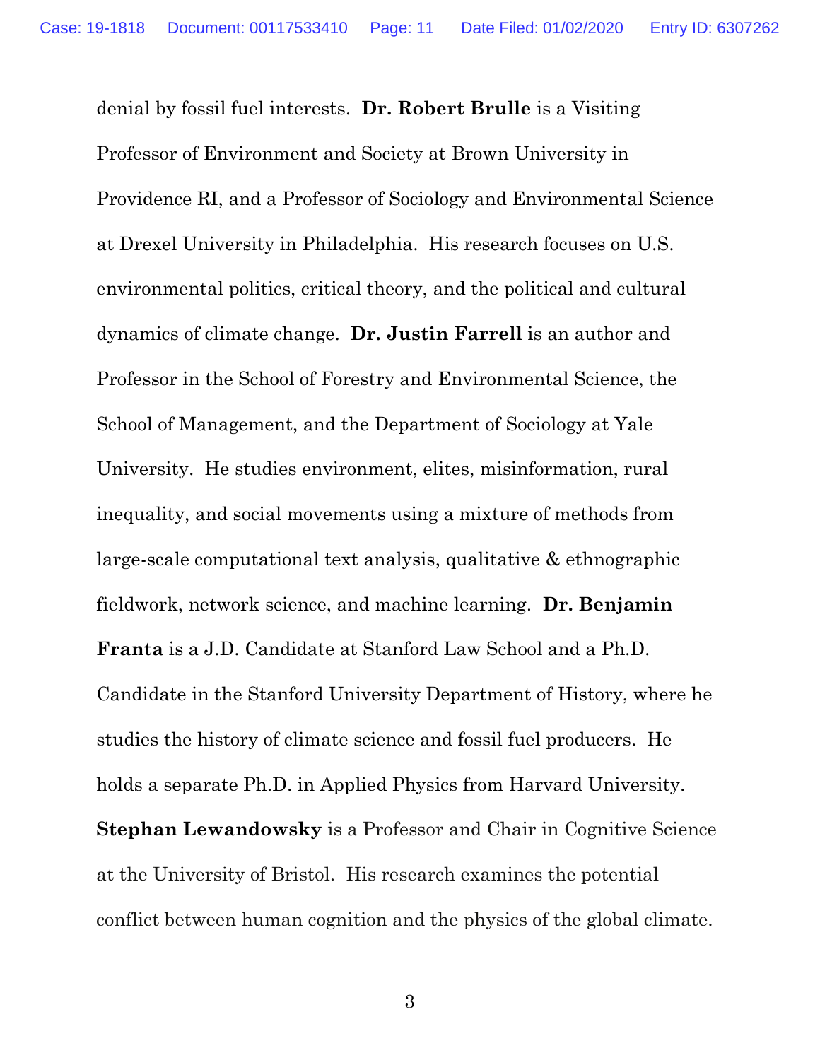denial by fossil fuel interests. **Dr. Robert Brulle** is a Visiting Professor of Environment and Society at Brown University in Providence RI, and a Professor of Sociology and Environmental Science at Drexel University in Philadelphia. His research focuses on U.S. environmental politics, critical theory, and the political and cultural dynamics of climate change. **Dr. Justin Farrell** is an author and Professor in the School of Forestry and Environmental Science, the School of Management, and the Department of Sociology at Yale University. He studies environment, elites, misinformation, rural inequality, and social movements using a mixture of methods from large-scale computational text analysis, qualitative & ethnographic fieldwork, network science, and machine learning. **Dr. Benjamin Franta** is a J.D. Candidate at Stanford Law School and a Ph.D. Candidate in the Stanford University Department of History, where he studies the history of climate science and fossil fuel producers. He holds a separate Ph.D. in Applied Physics from Harvard University. **Stephan Lewandowsky** is a Professor and Chair in Cognitive Science at the University of Bristol. His research examines the potential conflict between human cognition and the physics of the global climate.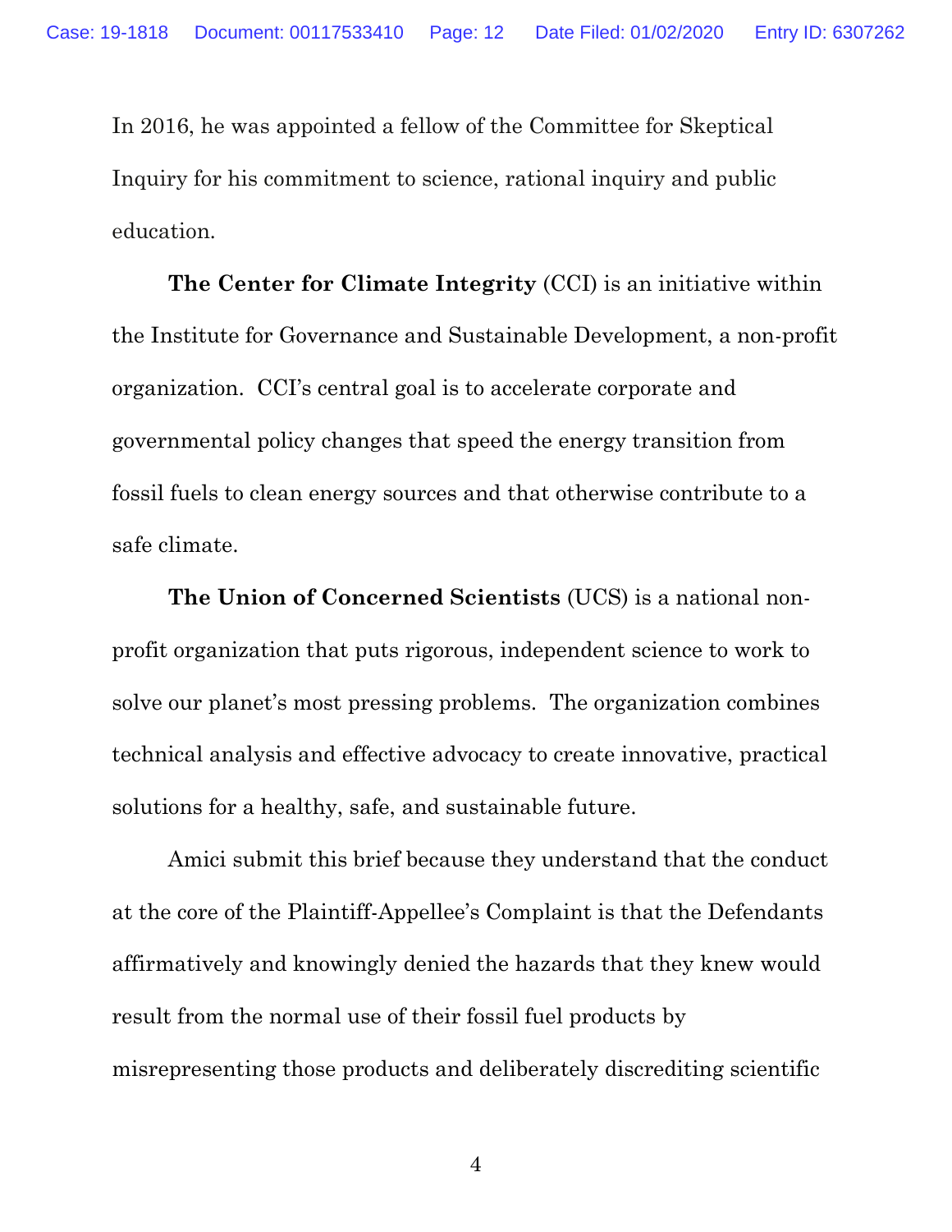In 2016, he was appointed a fellow of the Committee for Skeptical Inquiry for his commitment to science, rational inquiry and public education.

**The Center for Climate Integrity** (CCI) is an initiative within the Institute for Governance and Sustainable Development, a non-profit organization. CCI's central goal is to accelerate corporate and governmental policy changes that speed the energy transition from fossil fuels to clean energy sources and that otherwise contribute to a safe climate.

**The Union of Concerned Scientists** (UCS) is a national non-profit organization that puts rigorous, independent science to work to solve our planet's most pressing problems. The organization combines technical analysis and effective advocacy to create innovative, practical solutions for a healthy, safe, and sustainable future.

Amici submit this brief because they understand that the conduct at the core of the Plaintiff-Appellee's Complaint is that the Defendants affirmatively and knowingly denied the hazards that they knew would result from the normal use of their fossil fuel products by misrepresenting those products and deliberately discrediting scientific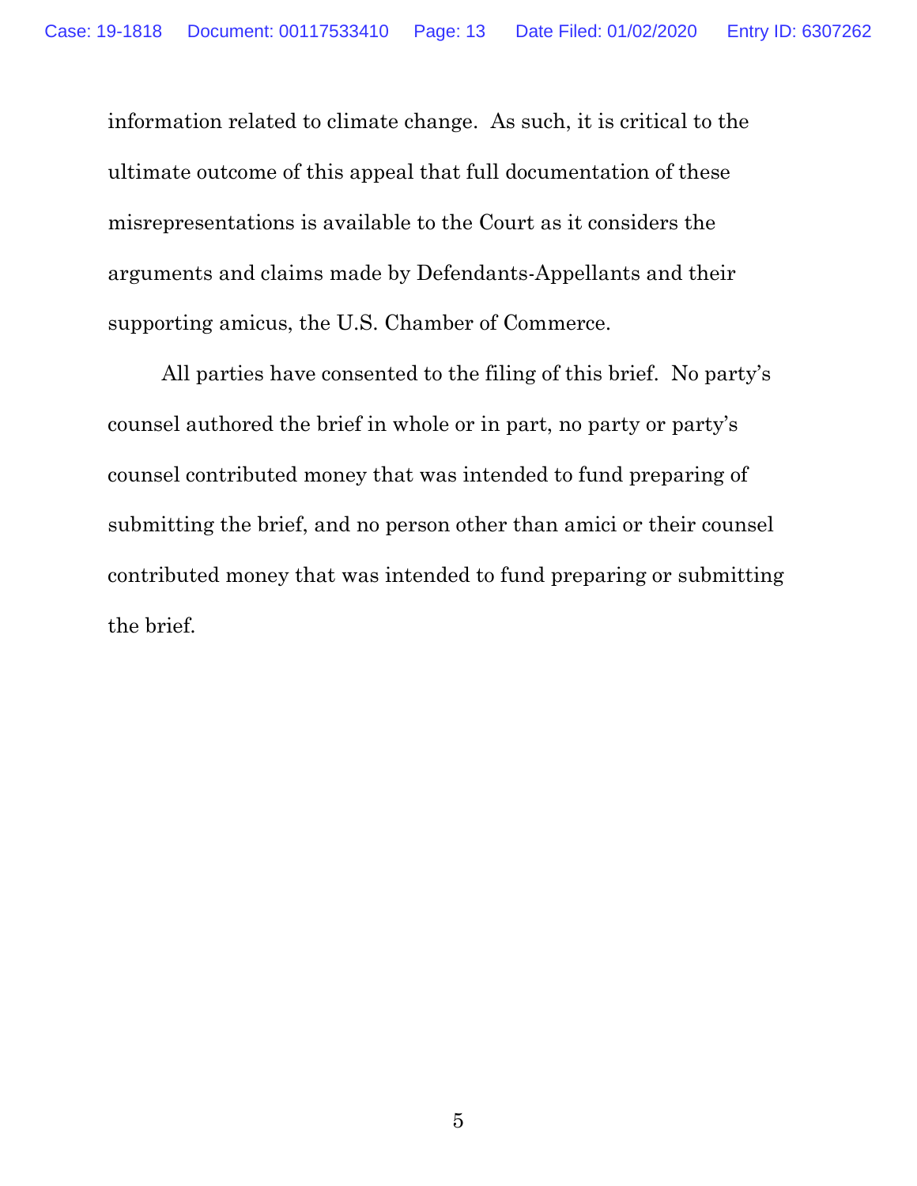information related to climate change. As such, it is critical to the ultimate outcome of this appeal that full documentation of these misrepresentations is available to the Court as it considers the arguments and claims made by Defendants-Appellants and their supporting amicus, the U.S. Chamber of Commerce.

All parties have consented to the filing of this brief. No party's counsel authored the brief in whole or in part, no party or party's counsel contributed money that was intended to fund preparing of submitting the brief, and no person other than amici or their counsel contributed money that was intended to fund preparing or submitting the brief.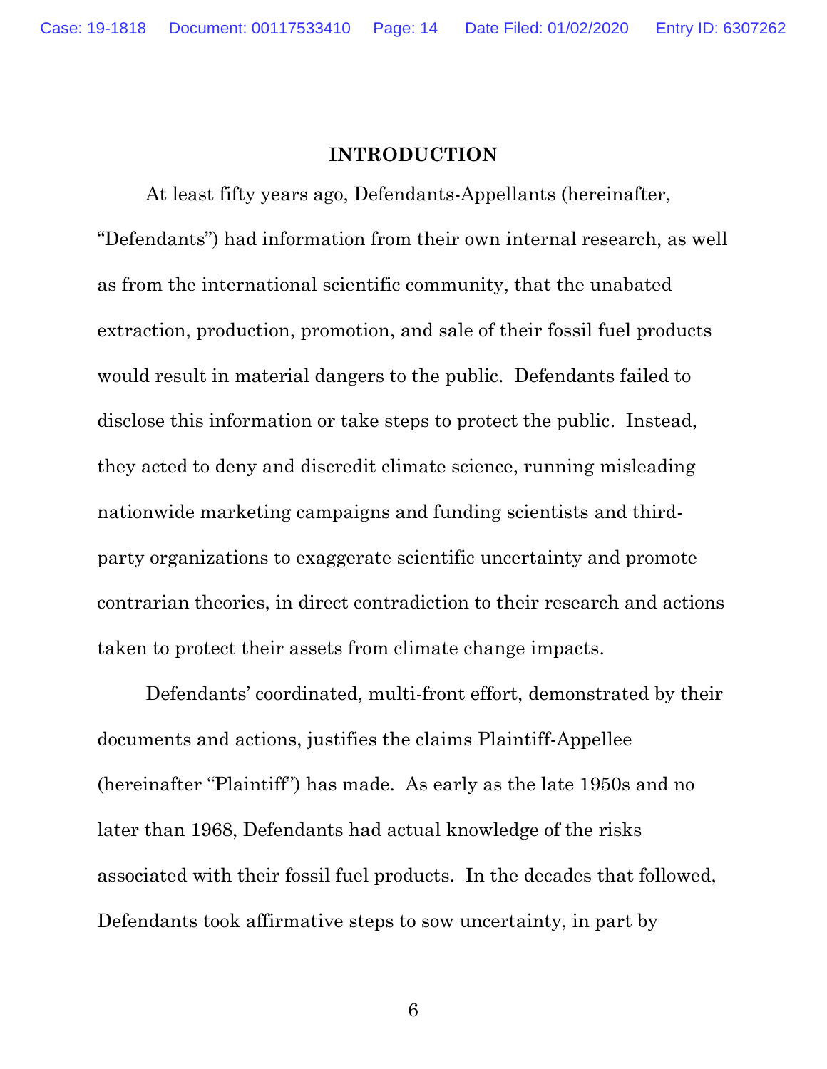## INTRODUCTION

At least fifty years ago, Defendants-Appellants (hereinafter, "Defendants") had information from their own internal research, as well as from the international scientific community, that the unabated extraction, production, promotion, and sale of their fossil fuel products would result in material dangers to the public. Defendants failed to disclose this information or take steps to protect the public. Instead, they acted to deny and discredit climate science, running misleading nationwide marketing campaigns and funding scientists and third-party organizations to exaggerate scientific uncertainty and promote contrarian theories, in direct contradiction to their research and actions taken to protect their assets from climate change impacts.

Defendants' coordinated, multi-front effort, demonstrated by their documents and actions, justifies the claims Plaintiff-Appellee (hereinafter "Plaintiff") has made. As early as the late 1950s and no later than 1968, Defendants had actual knowledge of the risks associated with their fossil fuel products. In the decades that followed, Defendants took affirmative steps to sow uncertainty, in part by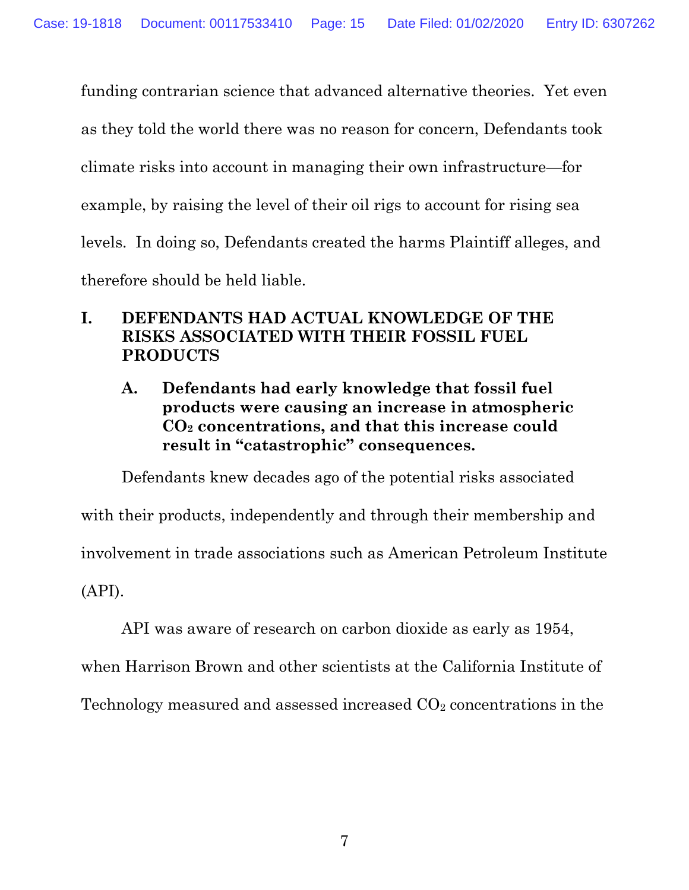funding contrarian science that advanced alternative theories. Yet even as they told the world there was no reason for concern, Defendants took climate risks into account in managing their own infrastructure—for example, by raising the level of their oil rigs to account for rising sea levels. In doing so, Defendants created the harms Plaintiff alleges, and therefore should be held liable.

## I. DEFENDANTS HAD ACTUAL KNOWLEDGE OF THE RISKS ASSOCIATED WITH THEIR FOSSIL FUEL PRODUCTS

### A. Defendants had early knowledge that fossil fuel products were causing an increase in atmospheric $CO_2$ concentrations, and that this increase could result in "catastrophic" consequences.

Defendants knew decades ago of the potential risks associated with their products, independently and through their membership and involvement in trade associations such as American Petroleum Institute (API).

API was aware of research on carbon dioxide as early as 1954, when Harrison Brown and other scientists at the California Institute of Technology measured and assessed increased $CO_2$ concentrations in the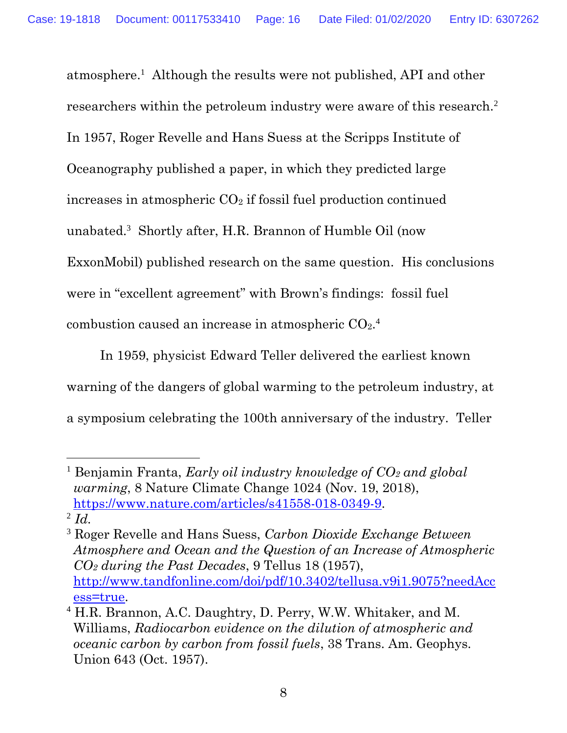atmosphere.[1] Although the results were not published, API and other researchers within the petroleum industry were aware of this research.[2] In 1957, Roger Revelle and Hans Suess at the Scripps Institute of Oceanography published a paper, in which they predicted large increases in atmospheric $CO_2$ if fossil fuel production continued unabated.[3] Shortly after, H.R. Brannon of Humble Oil (now ExxonMobil) published research on the same question. His conclusions were in "excellent agreement" with Brown's findings: fossil fuel combustion caused an increase in atmospheric $CO_2$.[4]

In 1959, physicist Edward Teller delivered the earliest known warning of the dangers of global warming to the petroleum industry, at a symposium celebrating the 100th anniversary of the industry. Teller

---

[1] Benjamin Franta, *Early oil industry knowledge of $CO_2$ and global warming*, 8 Nature Climate Change 1024 (Nov. 19, 2018), https://www.nature.com/articles/s41558-018-0349-9.

[2] *Id.*

[3] Roger Revelle and Hans Suess, *Carbon Dioxide Exchange Between Atmosphere and Ocean and the Question of an Increase of Atmospheric $CO_2$ during the Past Decades*, 9 Tellus 18 (1957), http://www.tandfonline.com/doi/pdf/10.3402/tellusa.v9i1.9075?needAccess=true.

[4] H.R. Brannon, A.C. Daughtry, D. Perry, W.W. Whitaker, and M. Williams, *Radiocarbon evidence on the dilution of atmospheric and oceanic carbon by carbon from fossil fuels*, 38 Trans. Am. Geophys. Union 643 (Oct. 1957).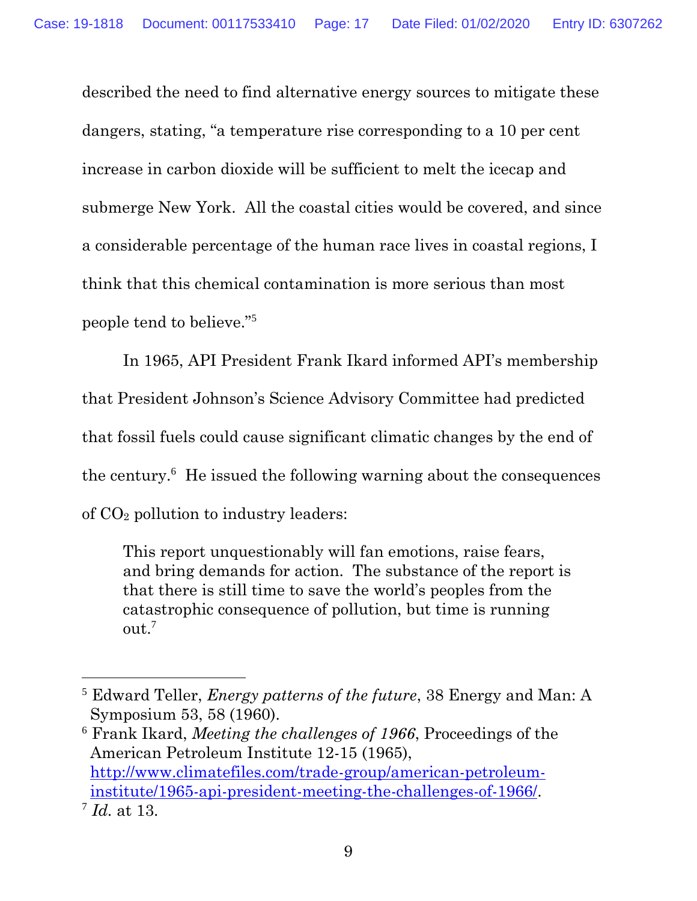described the need to find alternative energy sources to mitigate these dangers, stating, "a temperature rise corresponding to a 10 per cent increase in carbon dioxide will be sufficient to melt the icecap and submerge New York. All the coastal cities would be covered, and since a considerable percentage of the human race lives in coastal regions, I think that this chemical contamination is more serious than most people tend to believe."[5]

In 1965, API President Frank Ikard informed API's membership that President Johnson's Science Advisory Committee had predicted that fossil fuels could cause significant climatic changes by the end of the century.[6] He issued the following warning about the consequences of $CO_2$ pollution to industry leaders:

> This report unquestionably will fan emotions, raise fears, and bring demands for action. The substance of the report is that there is still time to save the world's peoples from the catastrophic consequence of pollution, but time is running out.[7]

---

[5] Edward Teller, *Energy patterns of the future*, 38 Energy and Man: A Symposium 53, 58 (1960).

[6] Frank Ikard, *Meeting the challenges of 1966*, Proceedings of the American Petroleum Institute 12-15 (1965), http://www.climatefiles.com/trade-group/american-petroleum-institute/1965-api-president-meeting-the-challenges-of-1966/.

[7] *Id.* at 13.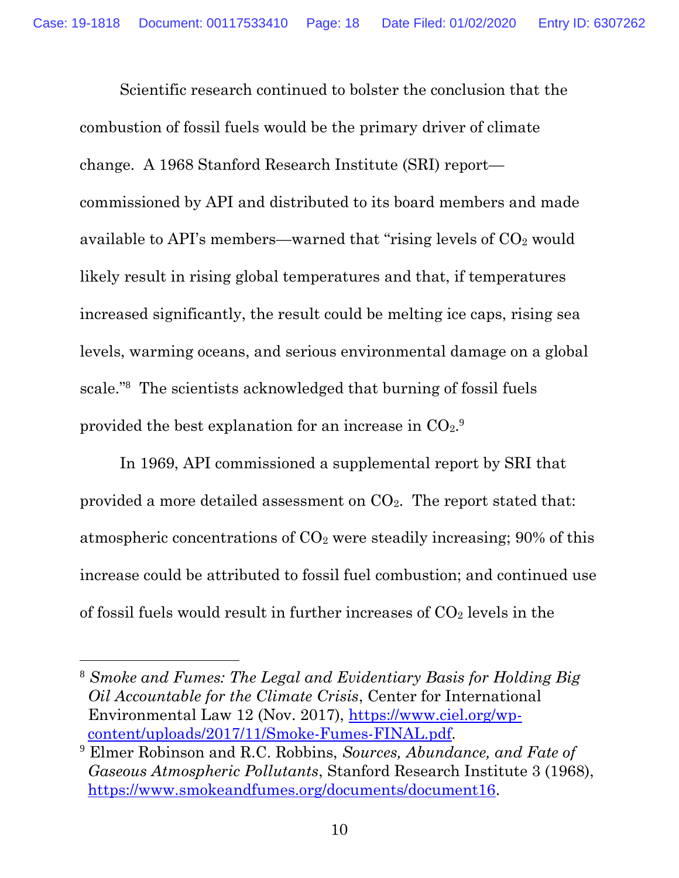Scientific research continued to bolster the conclusion that the combustion of fossil fuels would be the primary driver of climate change. A 1968 Stanford Research Institute (SRI) report—commissioned by API and distributed to its board members and made available to API's members—warned that "rising levels of $CO_2$ would likely result in rising global temperatures and that, if temperatures increased significantly, the result could be melting ice caps, rising sea levels, warming oceans, and serious environmental damage on a global scale."[8] The scientists acknowledged that burning of fossil fuels provided the best explanation for an increase in $CO_2$.[9]

In 1969, API commissioned a supplemental report by SRI that provided a more detailed assessment on $CO_2$. The report stated that: atmospheric concentrations of $CO_2$ were steadily increasing; 90% of this increase could be attributed to fossil fuel combustion; and continued use of fossil fuels would result in further increases of $CO_2$ levels in the

---

[8] *Smoke and Fumes: The Legal and Evidentiary Basis for Holding Big Oil Accountable for the Climate Crisis*, Center for International Environmental Law 12 (Nov. 2017), https://www.ciel.org/wp-content/uploads/2017/11/Smoke-Fumes-FINAL.pdf.

[9] Elmer Robinson and R.C. Robbins, *Sources, Abundance, and Fate of Gaseous Atmospheric Pollutants*, Stanford Research Institute 3 (1968), https://www.smokeandfumes.org/documents/document16.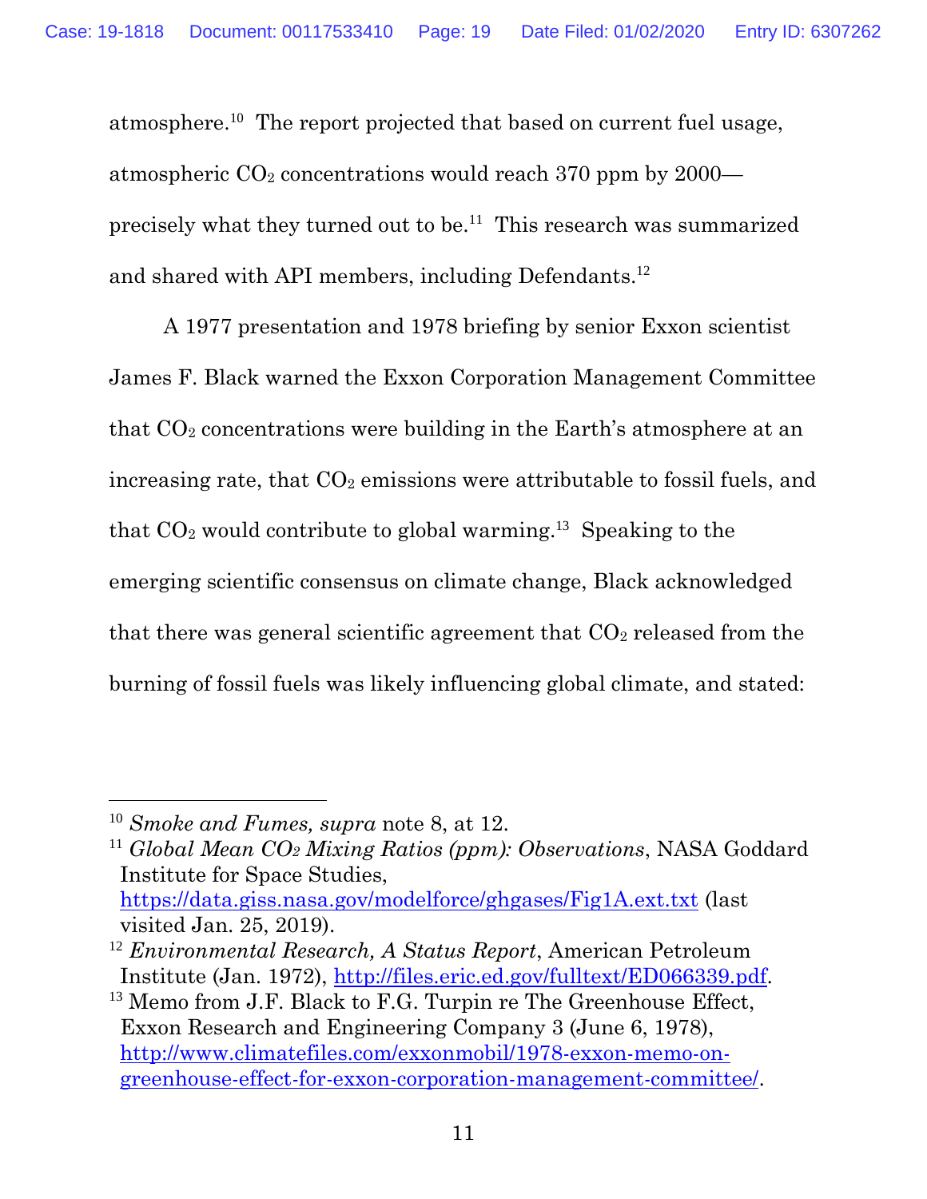atmosphere.[10] The report projected that based on current fuel usage, atmospheric $CO_2$ concentrations would reach 370 ppm by 2000—precisely what they turned out to be.[11] This research was summarized and shared with API members, including Defendants.[12]

A 1977 presentation and 1978 briefing by senior Exxon scientist James F. Black warned the Exxon Corporation Management Committee that $CO_2$ concentrations were building in the Earth's atmosphere at an increasing rate, that $CO_2$ emissions were attributable to fossil fuels, and that $CO_2$ would contribute to global warming.[13] Speaking to the emerging scientific consensus on climate change, Black acknowledged that there was general scientific agreement that $CO_2$ released from the burning of fossil fuels was likely influencing global climate, and stated:

---

[10] *Smoke and Fumes, supra* note 8, at 12.

[11] *Global Mean $CO_2$ Mixing Ratios (ppm): Observations*, NASA Goddard Institute for Space Studies, https://data.giss.nasa.gov/modelforce/ghgases/Fig1A.ext.txt (last visited Jan. 25, 2019).

[12] *Environmental Research, A Status Report*, American Petroleum Institute (Jan. 1972), http://files.eric.ed.gov/fulltext/ED066339.pdf.

[13] Memo from J.F. Black to F.G. Turpin re The Greenhouse Effect, Exxon Research and Engineering Company 3 (June 6, 1978), http://www.climatefiles.com/exxonmobil/1978-exxon-memo-on-greenhouse-effect-for-exxon-corporation-management-committee/.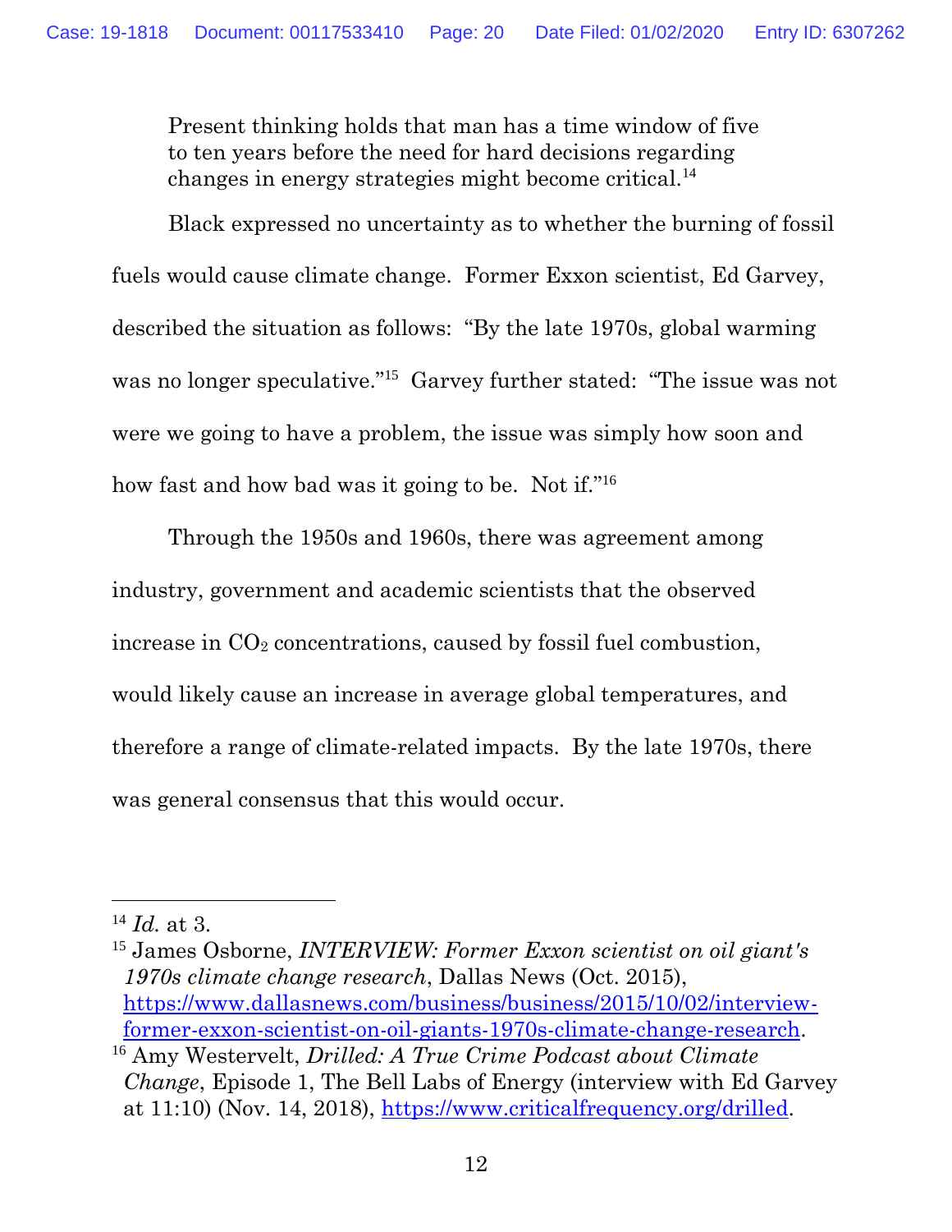> Present thinking holds that man has a time window of five to ten years before the need for hard decisions regarding changes in energy strategies might become critical.[14]

Black expressed no uncertainty as to whether the burning of fossil fuels would cause climate change. Former Exxon scientist, Ed Garvey, described the situation as follows: "By the late 1970s, global warming was no longer speculative."[15] Garvey further stated: "The issue was not were we going to have a problem, the issue was simply how soon and how fast and how bad was it going to be. Not if."[16]

Through the 1950s and 1960s, there was agreement among industry, government and academic scientists that the observed increase in $CO_2$ concentrations, caused by fossil fuel combustion, would likely cause an increase in average global temperatures, and therefore a range of climate-related impacts. By the late 1970s, there was general consensus that this would occur.

---

[14] *Id.* at 3.

[15] James Osborne, *INTERVIEW: Former Exxon scientist on oil giant's 1970s climate change research*, Dallas News (Oct. 2015), https://www.dallasnews.com/business/business/2015/10/02/interview-former-exxon-scientist-on-oil-giants-1970s-climate-change-research.

[16] Amy Westervelt, *Drilled: A True Crime Podcast about Climate Change*, Episode 1, The Bell Labs of Energy (interview with Ed Garvey at 11:10) (Nov. 14, 2018), https://www.criticalfrequency.org/drilled.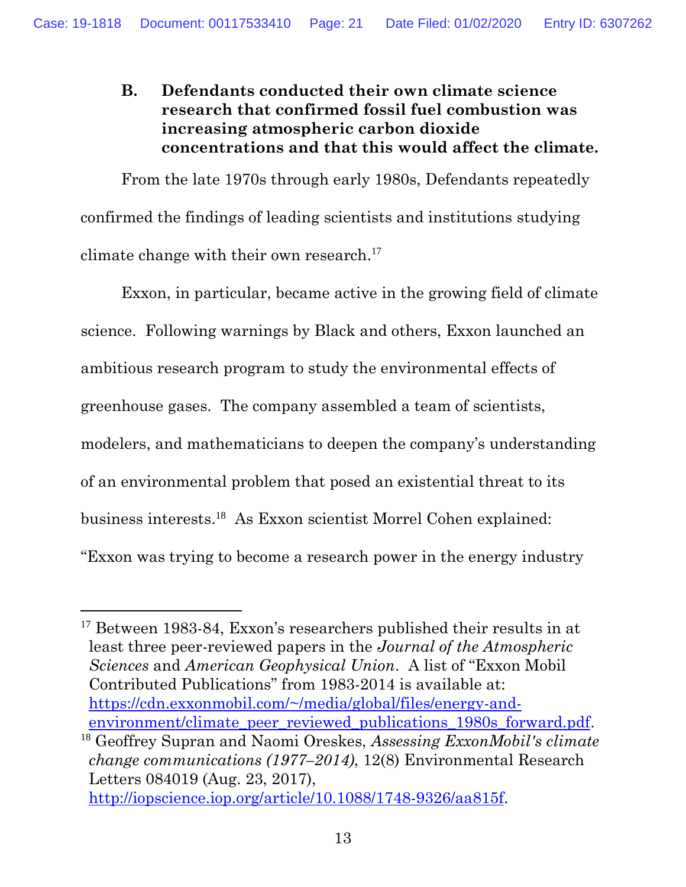### B. Defendants conducted their own climate science research that confirmed fossil fuel combustion was increasing atmospheric carbon dioxide concentrations and that this would affect the climate.

From the late 1970s through early 1980s, Defendants repeatedly confirmed the findings of leading scientists and institutions studying climate change with their own research.[17]

Exxon, in particular, became active in the growing field of climate science. Following warnings by Black and others, Exxon launched an ambitious research program to study the environmental effects of greenhouse gases. The company assembled a team of scientists, modelers, and mathematicians to deepen the company's understanding of an environmental problem that posed an existential threat to its business interests.[18] As Exxon scientist Morrel Cohen explained: "Exxon was trying to become a research power in the energy industry

---

[17] Between 1983-84, Exxon's researchers published their results in at least three peer-reviewed papers in the *Journal of the Atmospheric Sciences* and *American Geophysical Union*. A list of "Exxon Mobil Contributed Publications" from 1983-2014 is available at: https://cdn.exxonmobil.com/~/media/global/files/energy-and-environment/climate_peer_reviewed_publications_1980s_forward.pdf.

[18] Geoffrey Supran and Naomi Oreskes, *Assessing ExxonMobil's climate change communications (1977–2014)*, 12(8) Environmental Research Letters 084019 (Aug. 23, 2017), http://iopscience.iop.org/article/10.1088/1748-9326/aa815f.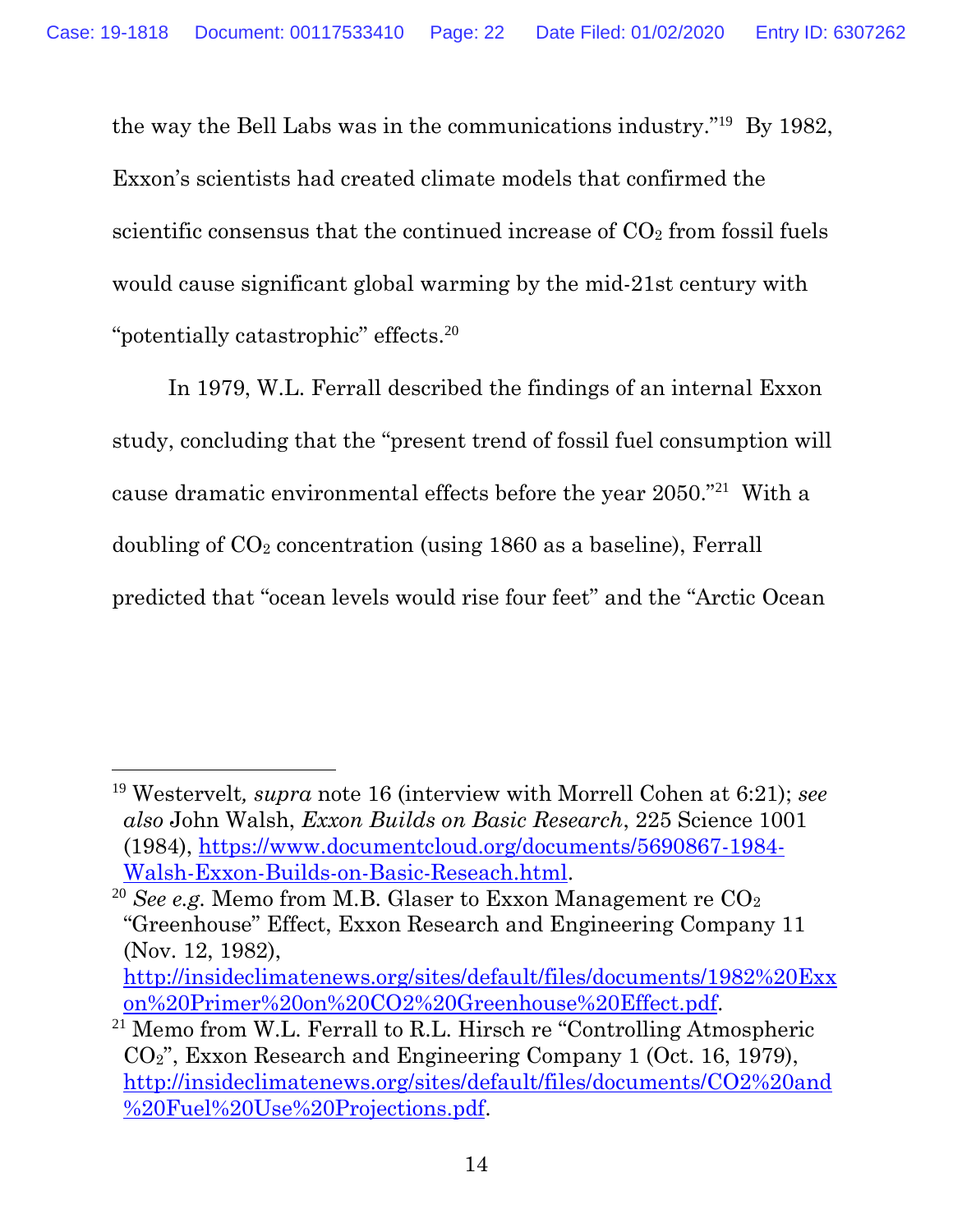the way the Bell Labs was in the communications industry."[19] By 1982, Exxon's scientists had created climate models that confirmed the scientific consensus that the continued increase of $CO_2$ from fossil fuels would cause significant global warming by the mid-21st century with "potentially catastrophic" effects.[20]

In 1979, W.L. Ferrall described the findings of an internal Exxon study, concluding that the "present trend of fossil fuel consumption will cause dramatic environmental effects before the year 2050."[21] With a doubling of $CO_2$ concentration (using 1860 as a baseline), Ferrall predicted that "ocean levels would rise four feet" and the "Arctic Ocean

---

[19] Westervelt*, supra* note 16 (interview with Morrell Cohen at 6:21); *see also* John Walsh, *Exxon Builds on Basic Research*, 225 Science 1001 (1984), https://www.documentcloud.org/documents/5690867-1984-Walsh-Exxon-Builds-on-Basic-Reseach.html.

[20] *See e.g.* Memo from M.B. Glaser to Exxon Management re $CO_2$ "Greenhouse" Effect, Exxon Research and Engineering Company 11 (Nov. 12, 1982), http://insideclimatenews.org/sites/default/files/documents/1982%20Exxon%20Primer%20on%20CO2%20Greenhouse%20Effect.pdf.

[21] Memo from W.L. Ferrall to R.L. Hirsch re "Controlling Atmospheric $CO_2$", Exxon Research and Engineering Company 1 (Oct. 16, 1979), http://insideclimatenews.org/sites/default/files/documents/CO2%20and%20Fuel%20Use%20Projections.pdf.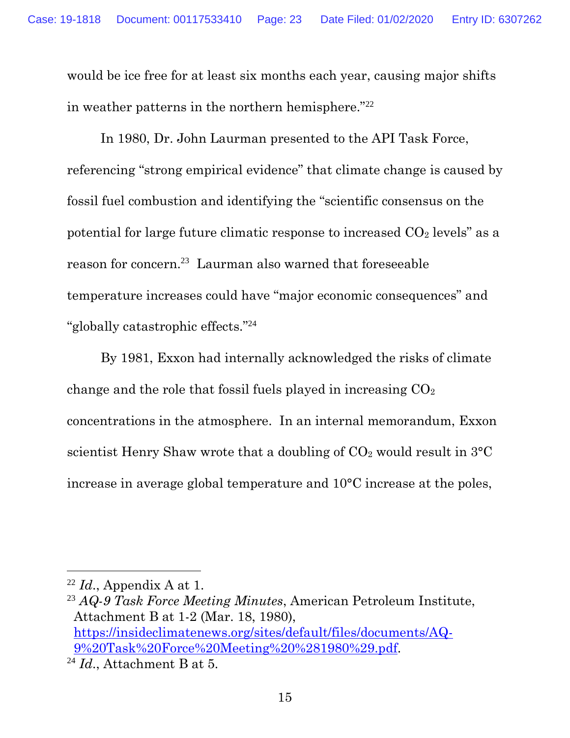would be ice free for at least six months each year, causing major shifts in weather patterns in the northern hemisphere."[22]

In 1980, Dr. John Laurman presented to the API Task Force, referencing "strong empirical evidence" that climate change is caused by fossil fuel combustion and identifying the "scientific consensus on the potential for large future climatic response to increased $CO_2$ levels" as a reason for concern.[23] Laurman also warned that foreseeable temperature increases could have "major economic consequences" and "globally catastrophic effects."[24]

By 1981, Exxon had internally acknowledged the risks of climate change and the role that fossil fuels played in increasing $CO_2$ concentrations in the atmosphere. In an internal memorandum, Exxon scientist Henry Shaw wrote that a doubling of $CO_2$ would result in 3°C increase in average global temperature and 10°C increase at the poles,

---

[22] *Id.*, Appendix A at 1.

[23] *AQ-9 Task Force Meeting Minutes*, American Petroleum Institute, Attachment B at 1-2 (Mar. 18, 1980), https://insideclimatenews.org/sites/default/files/documents/AQ-9%20Task%20Force%20Meeting%20%281980%29.pdf.

[24] *Id.*, Attachment B at 5.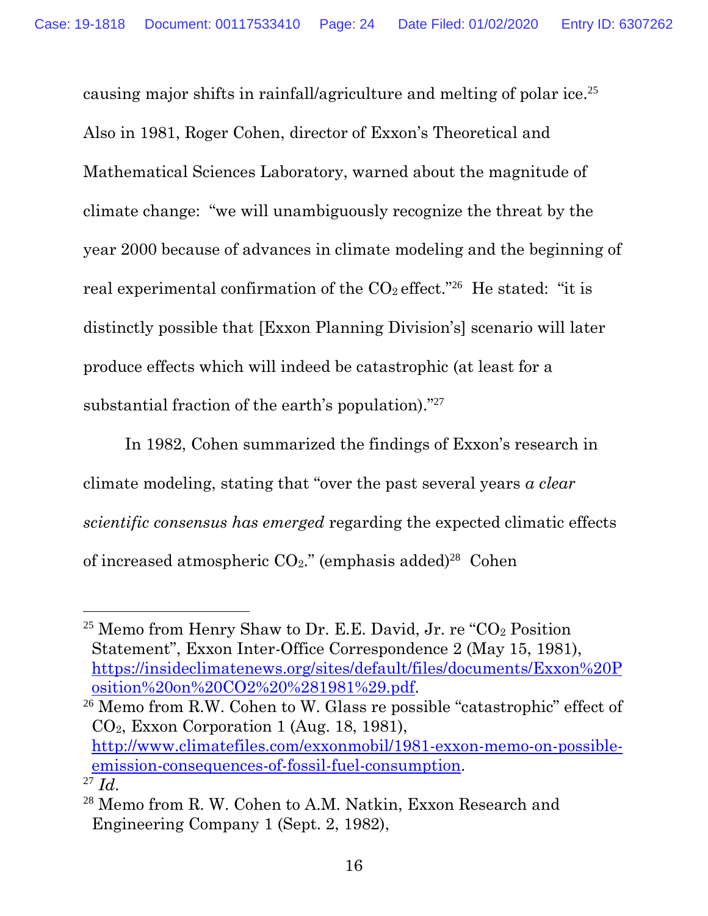causing major shifts in rainfall/agriculture and melting of polar ice.[25] Also in 1981, Roger Cohen, director of Exxon's Theoretical and Mathematical Sciences Laboratory, warned about the magnitude of climate change: "we will unambiguously recognize the threat by the year 2000 because of advances in climate modeling and the beginning of real experimental confirmation of the $CO_2$ effect."[26] He stated: "it is distinctly possible that [Exxon Planning Division's] scenario will later produce effects which will indeed be catastrophic (at least for a substantial fraction of the earth's population)."[27]

In 1982, Cohen summarized the findings of Exxon's research in climate modeling, stating that "over the past several years *a clear scientific consensus has emerged* regarding the expected climatic effects of increased atmospheric $CO_2$." (emphasis added)[28] Cohen

---

[25] Memo from Henry Shaw to Dr. E.E. David, Jr. re "$CO_2$ Position Statement", Exxon Inter-Office Correspondence 2 (May 15, 1981), https://insideclimatenews.org/sites/default/files/documents/Exxon%20Position%20on%20CO2%20%281981%29.pdf.

[26] Memo from R.W. Cohen to W. Glass re possible "catastrophic" effect of $CO_2$, Exxon Corporation 1 (Aug. 18, 1981), http://www.climatefiles.com/exxonmobil/1981-exxon-memo-on-possible-emission-consequences-of-fossil-fuel-consumption.

[27] *Id.*

[28] Memo from R. W. Cohen to A.M. Natkin, Exxon Research and Engineering Company 1 (Sept. 2, 1982),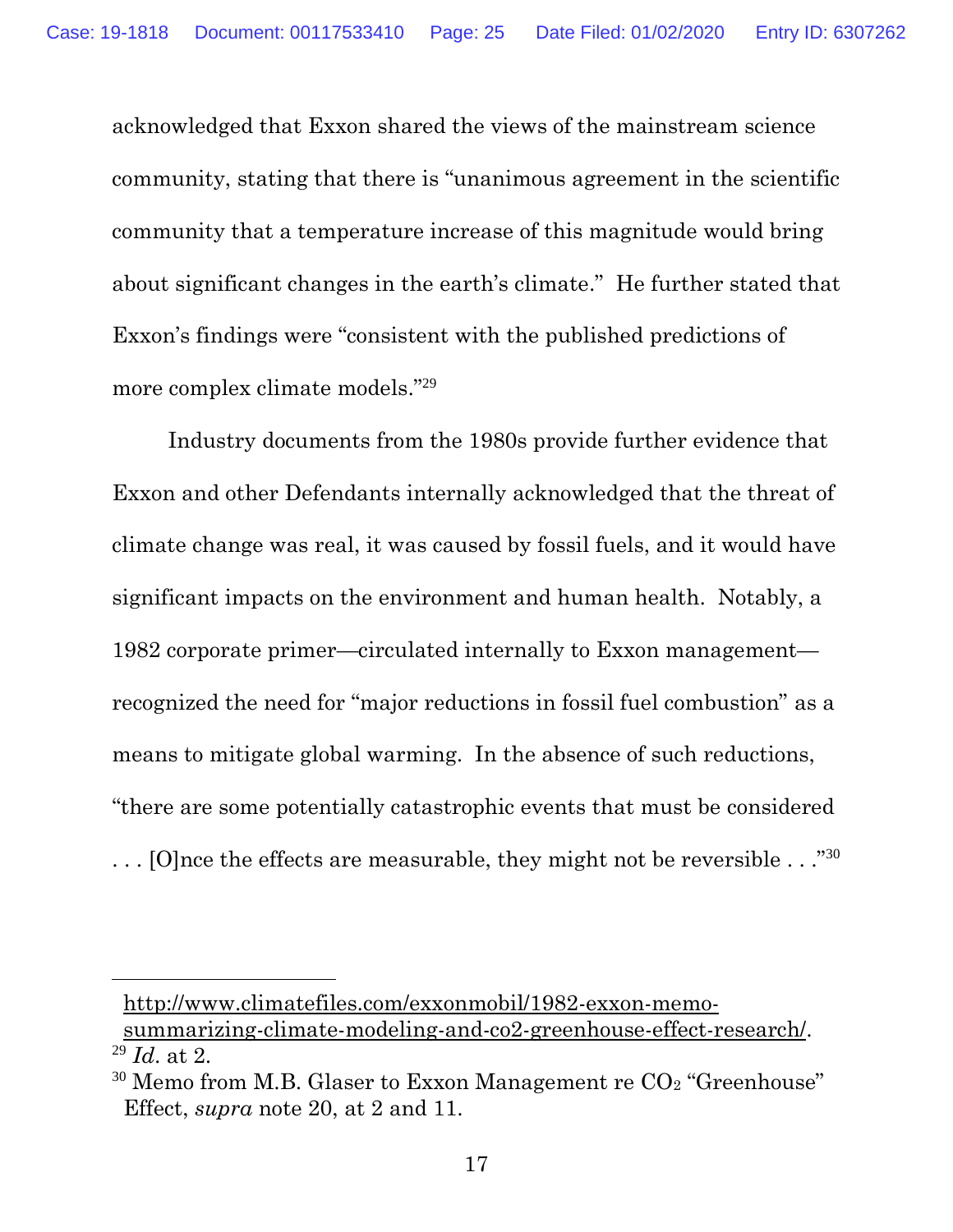acknowledged that Exxon shared the views of the mainstream science community, stating that there is "unanimous agreement in the scientific community that a temperature increase of this magnitude would bring about significant changes in the earth's climate." He further stated that Exxon's findings were "consistent with the published predictions of more complex climate models."[29]

Industry documents from the 1980s provide further evidence that Exxon and other Defendants internally acknowledged that the threat of climate change was real, it was caused by fossil fuels, and it would have significant impacts on the environment and human health. Notably, a 1982 corporate primer—circulated internally to Exxon management—recognized the need for "major reductions in fossil fuel combustion" as a means to mitigate global warming. In the absence of such reductions, "there are some potentially catastrophic events that must be considered . . . [O]nce the effects are measurable, they might not be reversible . . ."[30]

---

http://www.climatefiles.com/exxonmobil/1982-exxon-memo-summarizing-climate-modeling-and-co2-greenhouse-effect-research/.

[29] *Id.* at 2.

[30] Memo from M.B. Glaser to Exxon Management re $CO_2$ "Greenhouse" Effect, *supra* note 20, at 2 and 11.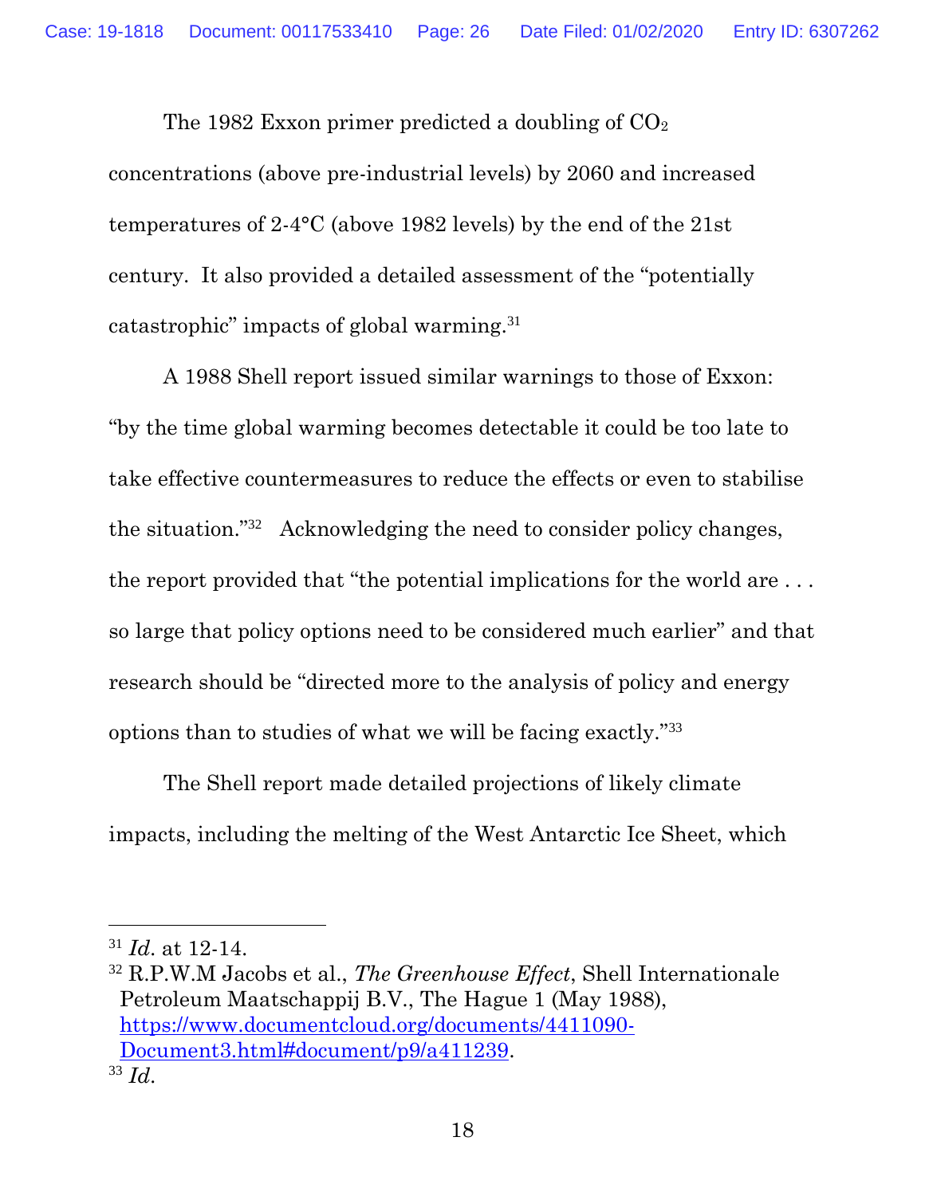The 1982 Exxon primer predicted a doubling of $CO_2$ concentrations (above pre-industrial levels) by 2060 and increased temperatures of 2-4°C (above 1982 levels) by the end of the 21st century. It also provided a detailed assessment of the "potentially catastrophic" impacts of global warming.[31]

A 1988 Shell report issued similar warnings to those of Exxon: "by the time global warming becomes detectable it could be too late to take effective countermeasures to reduce the effects or even to stabilise the situation."[32] Acknowledging the need to consider policy changes, the report provided that "the potential implications for the world are . . . so large that policy options need to be considered much earlier" and that research should be "directed more to the analysis of policy and energy options than to studies of what we will be facing exactly."[33]

The Shell report made detailed projections of likely climate impacts, including the melting of the West Antarctic Ice Sheet, which

---

[31] *Id.* at 12-14.

[32] R.P.W.M Jacobs et al., *The Greenhouse Effect*, Shell Internationale Petroleum Maatschappij B.V., The Hague 1 (May 1988), https://www.documentcloud.org/documents/4411090-Document3.html#document/p9/a411239.

[33] *Id.*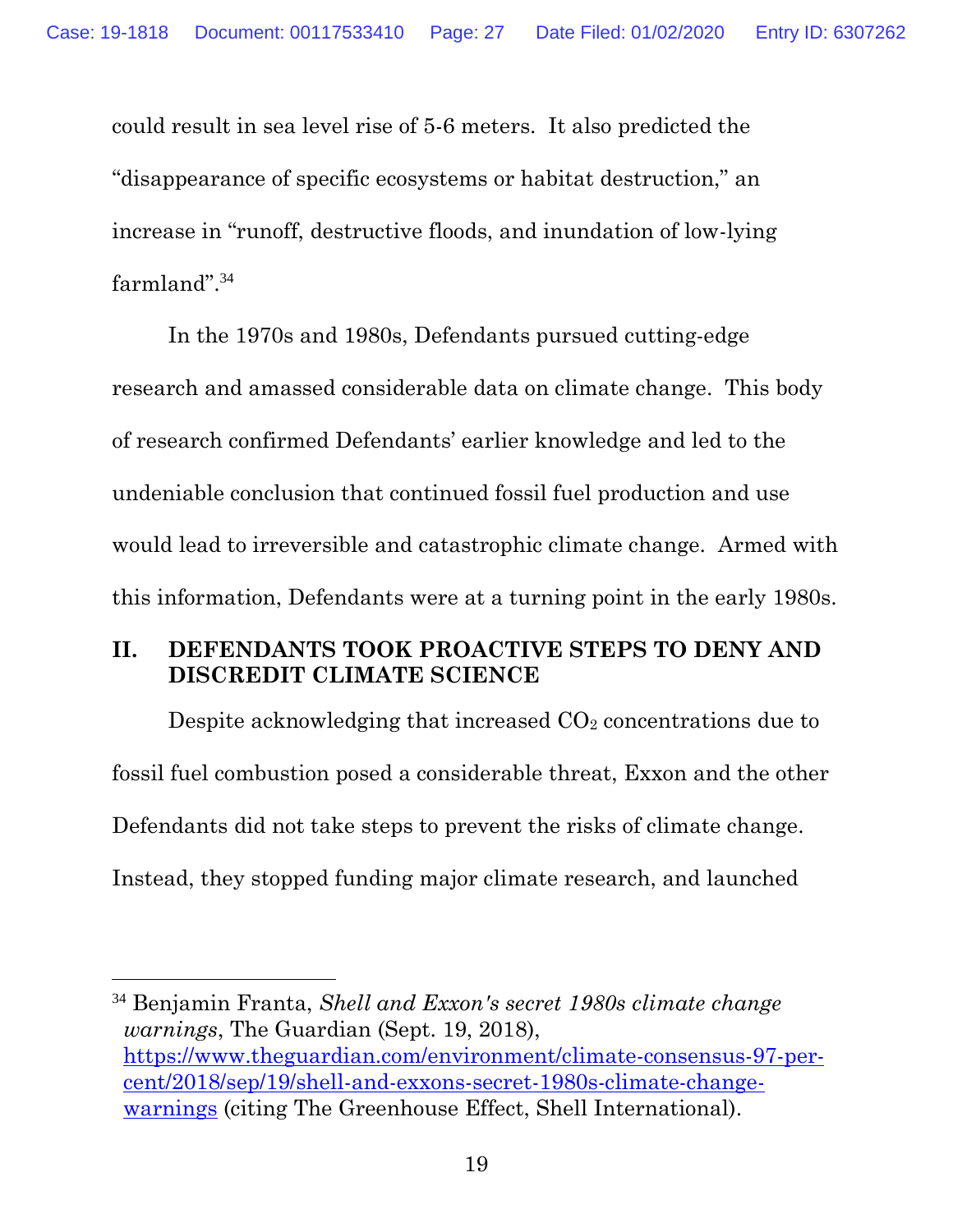could result in sea level rise of 5-6 meters. It also predicted the "disappearance of specific ecosystems or habitat destruction," an increase in "runoff, destructive floods, and inundation of low-lying farmland".[34]

In the 1970s and 1980s, Defendants pursued cutting-edge research and amassed considerable data on climate change. This body of research confirmed Defendants' earlier knowledge and led to the undeniable conclusion that continued fossil fuel production and use would lead to irreversible and catastrophic climate change. Armed with this information, Defendants were at a turning point in the early 1980s.

## II. DEFENDANTS TOOK PROACTIVE STEPS TO DENY AND DISCREDIT CLIMATE SCIENCE

Despite acknowledging that increased $CO_2$ concentrations due to fossil fuel combustion posed a considerable threat, Exxon and the other Defendants did not take steps to prevent the risks of climate change. Instead, they stopped funding major climate research, and launched

---

[34] Benjamin Franta, *Shell and Exxon's secret 1980s climate change warnings*, The Guardian (Sept. 19, 2018), https://www.theguardian.com/environment/climate-consensus-97-per-cent/2018/sep/19/shell-and-exxons-secret-1980s-climate-change-warnings (citing The Greenhouse Effect, Shell International).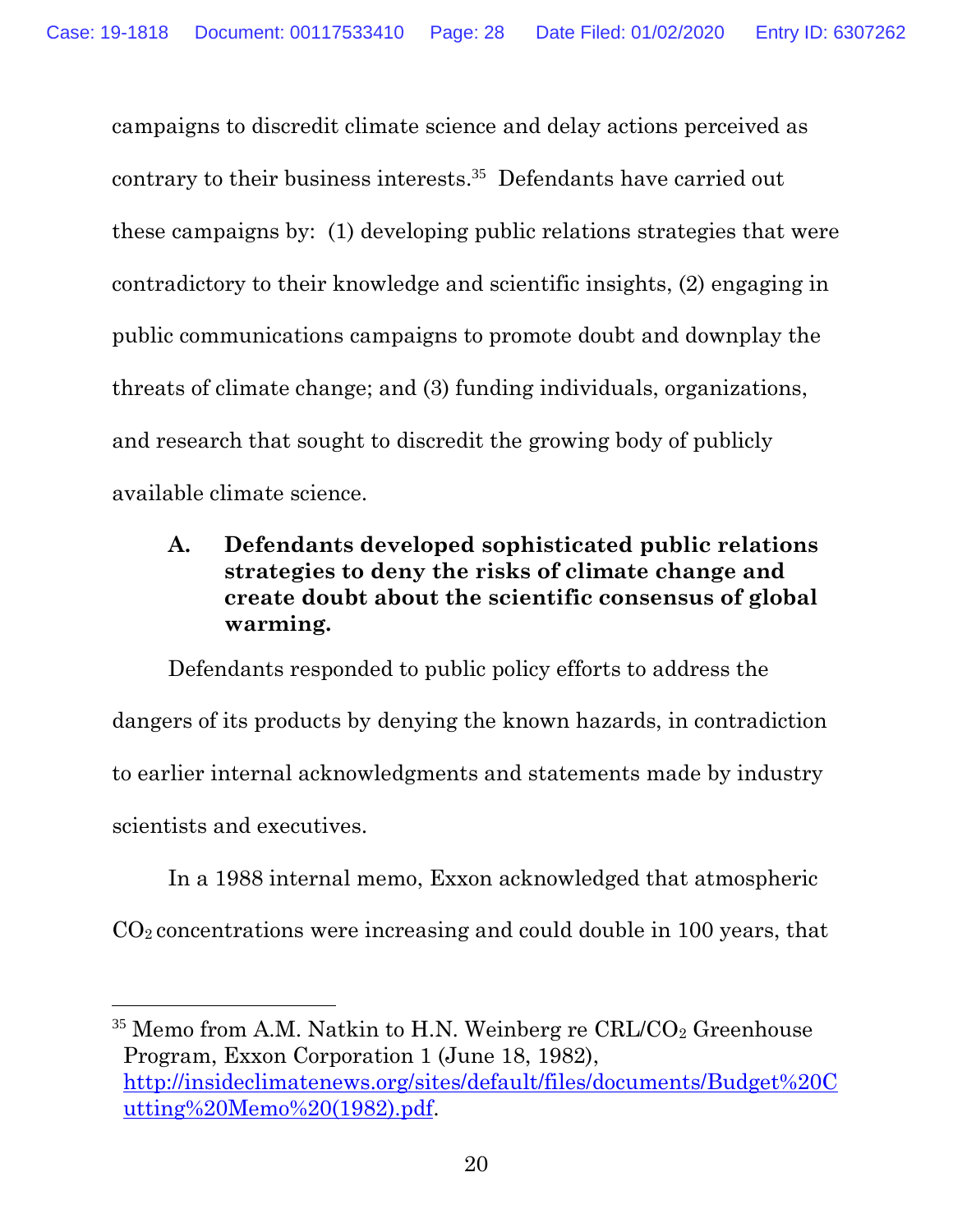campaigns to discredit climate science and delay actions perceived as contrary to their business interests.[35] Defendants have carried out these campaigns by: (1) developing public relations strategies that were contradictory to their knowledge and scientific insights, (2) engaging in public communications campaigns to promote doubt and downplay the threats of climate change; and (3) funding individuals, organizations, and research that sought to discredit the growing body of publicly available climate science.

### A. Defendants developed sophisticated public relations strategies to deny the risks of climate change and create doubt about the scientific consensus of global warming.

Defendants responded to public policy efforts to address the dangers of its products by denying the known hazards, in contradiction to earlier internal acknowledgments and statements made by industry scientists and executives.

In a 1988 internal memo, Exxon acknowledged that atmospheric $CO_2$ concentrations were increasing and could double in 100 years, that

---

[35] Memo from A.M. Natkin to H.N. Weinberg re CRL/$CO_2$ Greenhouse Program, Exxon Corporation 1 (June 18, 1982), [http://insideclimatenews.org/sites/default/files/documents/Budget%20Cutting%20Memo%20(1982).pdf](http://insideclimatenews.org/sites/default/files/documents/Budget%20Cutting%20Memo%20(1982).pdf).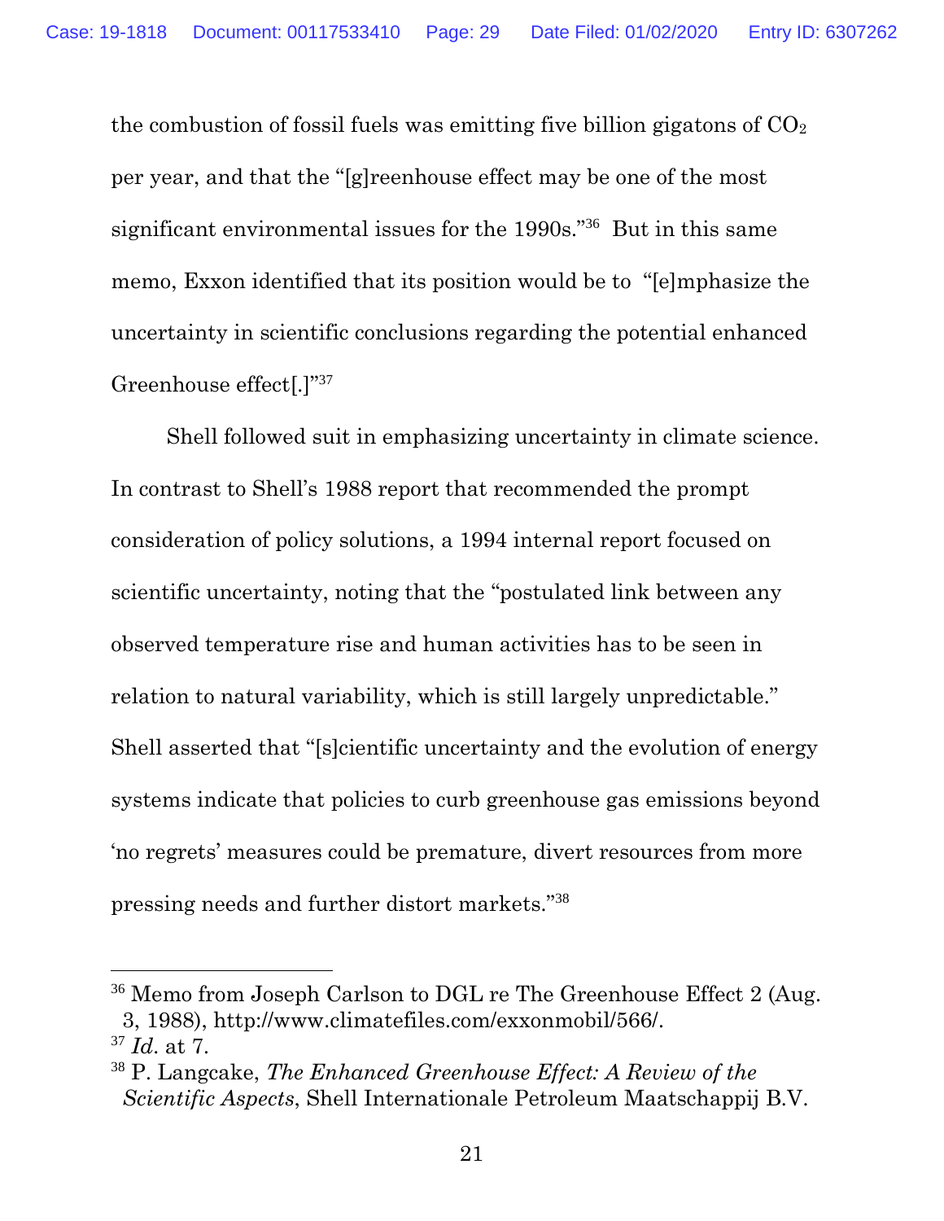the combustion of fossil fuels was emitting five billion gigatons of $CO_2$ per year, and that the "[g]reenhouse effect may be one of the most significant environmental issues for the 1990s."[36] But in this same memo, Exxon identified that its position would be to "[e]mphasize the uncertainty in scientific conclusions regarding the potential enhanced Greenhouse effect[.]"[37]

Shell followed suit in emphasizing uncertainty in climate science. In contrast to Shell's 1988 report that recommended the prompt consideration of policy solutions, a 1994 internal report focused on scientific uncertainty, noting that the "postulated link between any observed temperature rise and human activities has to be seen in relation to natural variability, which is still largely unpredictable." Shell asserted that "[s]cientific uncertainty and the evolution of energy systems indicate that policies to curb greenhouse gas emissions beyond 'no regrets' measures could be premature, divert resources from more pressing needs and further distort markets."[38]

---

[36] Memo from Joseph Carlson to DGL re The Greenhouse Effect 2 (Aug. 3, 1988), http://www.climatefiles.com/exxonmobil/566/.

[37] *Id*. at 7.

[38] P. Langcake, *The Enhanced Greenhouse Effect: A Review of the Scientific Aspects*, Shell Internationale Petroleum Maatschappij B.V.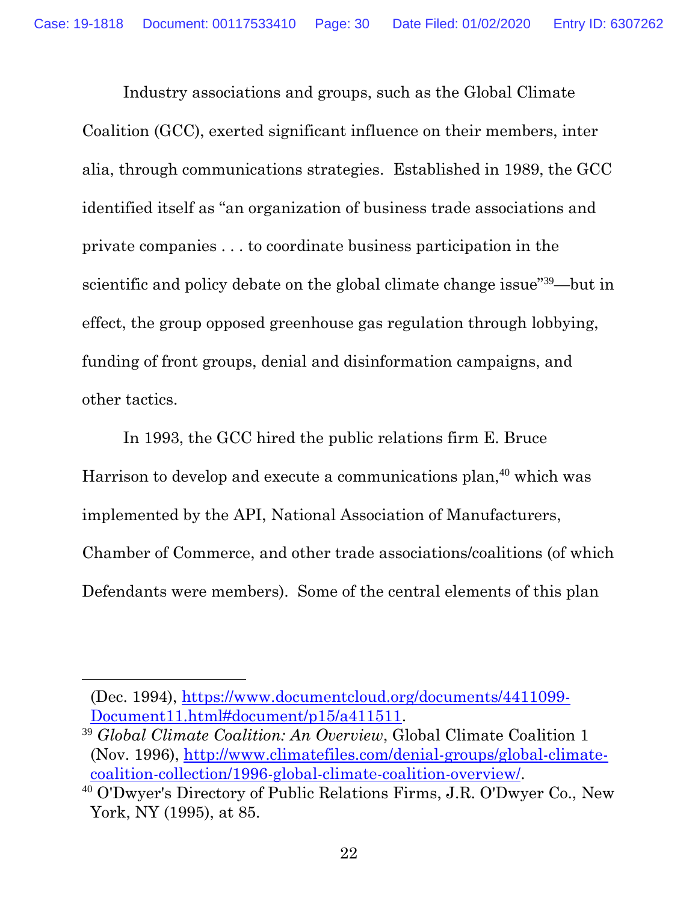Industry associations and groups, such as the Global Climate Coalition (GCC), exerted significant influence on their members, inter alia, through communications strategies. Established in 1989, the GCC identified itself as "an organization of business trade associations and private companies . . . to coordinate business participation in the scientific and policy debate on the global climate change issue"[39]—but in effect, the group opposed greenhouse gas regulation through lobbying, funding of front groups, denial and disinformation campaigns, and other tactics.

In 1993, the GCC hired the public relations firm E. Bruce Harrison to develop and execute a communications plan,[40] which was implemented by the API, National Association of Manufacturers, Chamber of Commerce, and other trade associations/coalitions (of which Defendants were members). Some of the central elements of this plan

---

(Dec. 1994), https://www.documentcloud.org/documents/4411099-Document11.html#document/p15/a411511.

[39] *Global Climate Coalition: An Overview*, Global Climate Coalition 1 (Nov. 1996), http://www.climatefiles.com/denial-groups/global-climate-coalition-collection/1996-global-climate-coalition-overview/.

[40] O'Dwyer's Directory of Public Relations Firms, J.R. O'Dwyer Co., New York, NY (1995), at 85.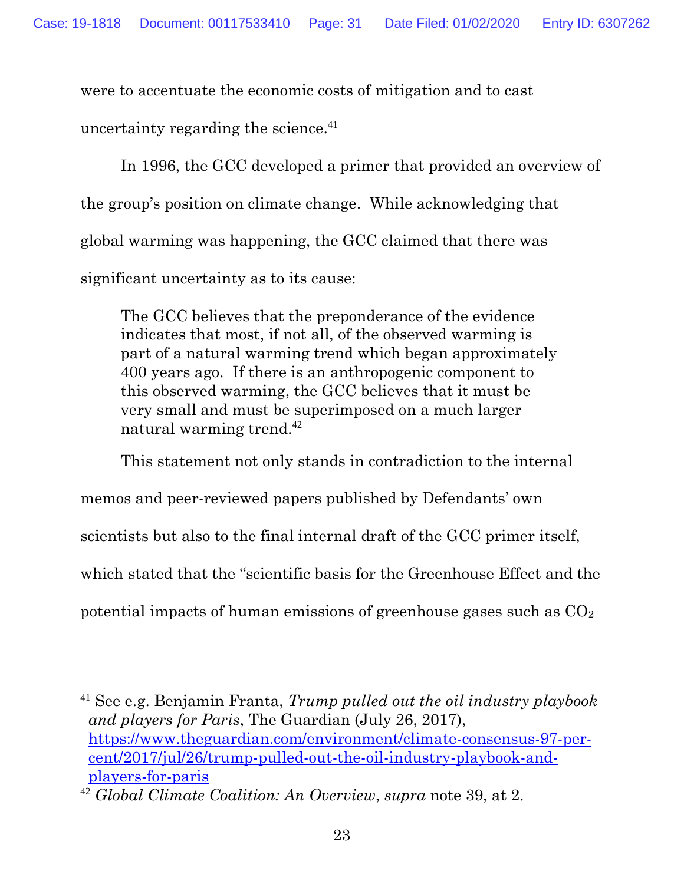were to accentuate the economic costs of mitigation and to cast uncertainty regarding the science.[41]

In 1996, the GCC developed a primer that provided an overview of the group's position on climate change. While acknowledging that global warming was happening, the GCC claimed that there was significant uncertainty as to its cause:

> The GCC believes that the preponderance of the evidence indicates that most, if not all, of the observed warming is part of a natural warming trend which began approximately 400 years ago. If there is an anthropogenic component to this observed warming, the GCC believes that it must be very small and must be superimposed on a much larger natural warming trend.[42]

This statement not only stands in contradiction to the internal memos and peer-reviewed papers published by Defendants' own scientists but also to the final internal draft of the GCC primer itself, which stated that the "scientific basis for the Greenhouse Effect and the potential impacts of human emissions of greenhouse gases such as $CO_2$

---

[41] See e.g. Benjamin Franta, *Trump pulled out the oil industry playbook and players for Paris*, The Guardian (July 26, 2017), https://www.theguardian.com/environment/climate-consensus-97-per-cent/2017/jul/26/trump-pulled-out-the-oil-industry-playbook-and-players-for-paris

[42] *Global Climate Coalition: An Overview*, *supra* note 39, at 2.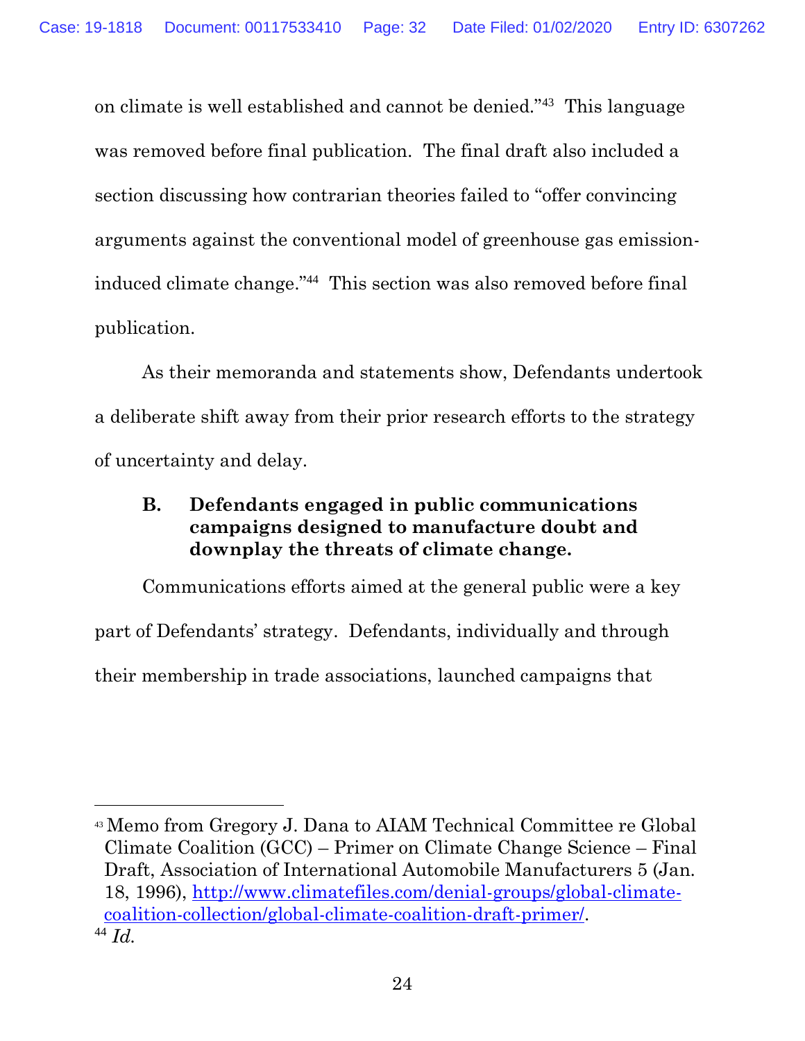on climate is well established and cannot be denied."[43] This language was removed before final publication. The final draft also included a section discussing how contrarian theories failed to "offer convincing arguments against the conventional model of greenhouse gas emission-induced climate change."[44] This section was also removed before final publication.

As their memoranda and statements show, Defendants undertook a deliberate shift away from their prior research efforts to the strategy of uncertainty and delay.

### B. Defendants engaged in public communications campaigns designed to manufacture doubt and downplay the threats of climate change.

Communications efforts aimed at the general public were a key part of Defendants' strategy. Defendants, individually and through their membership in trade associations, launched campaigns that

---

[43] Memo from Gregory J. Dana to AIAM Technical Committee re Global Climate Coalition (GCC) – Primer on Climate Change Science – Final Draft, Association of International Automobile Manufacturers 5 (Jan. 18, 1996), http://www.climatefiles.com/denial-groups/global-climate-coalition-collection/global-climate-coalition-draft-primer/.

[44] *Id.*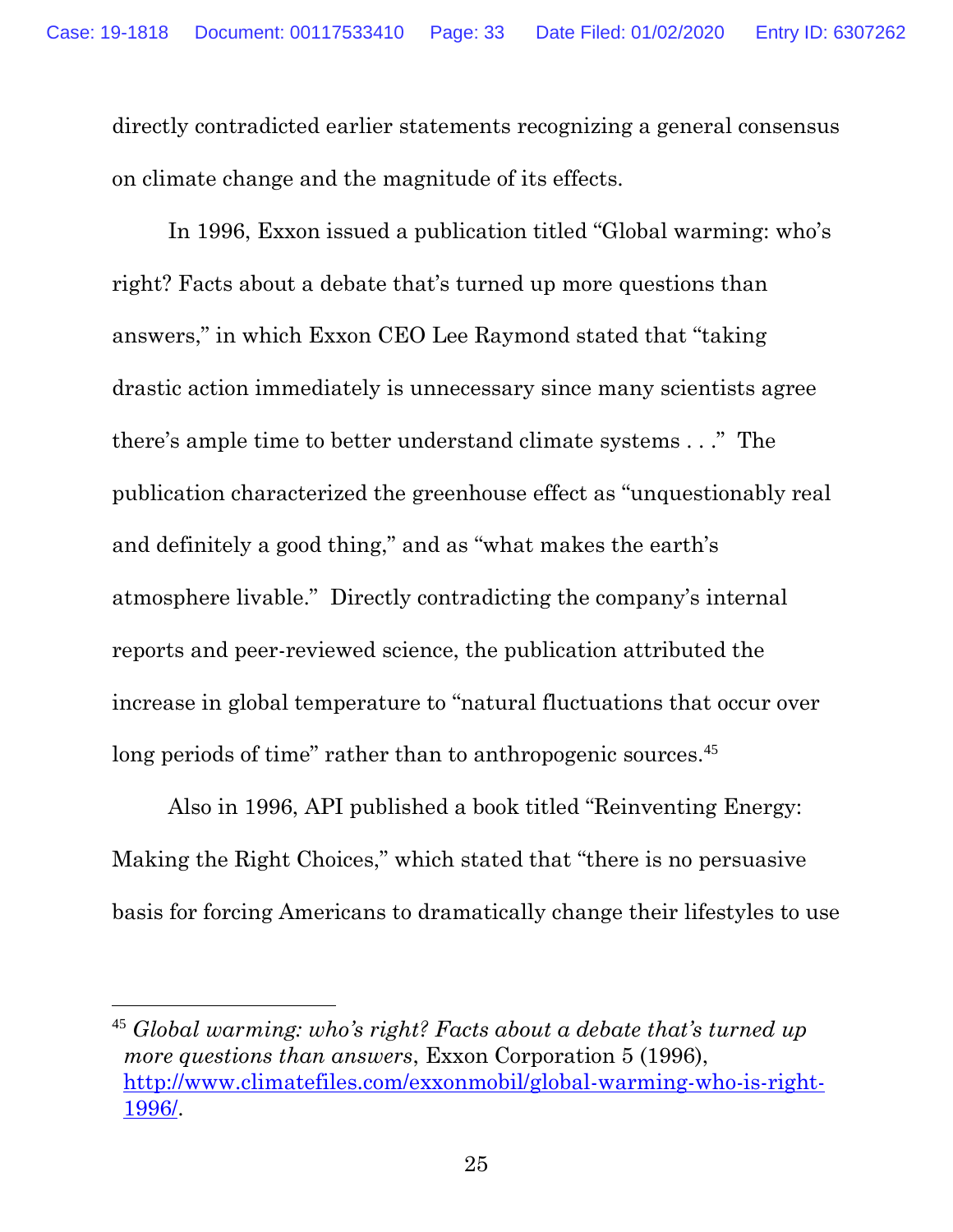directly contradicted earlier statements recognizing a general consensus on climate change and the magnitude of its effects.

In 1996, Exxon issued a publication titled "Global warming: who's right? Facts about a debate that's turned up more questions than answers," in which Exxon CEO Lee Raymond stated that "taking drastic action immediately is unnecessary since many scientists agree there's ample time to better understand climate systems . . ." The publication characterized the greenhouse effect as "unquestionably real and definitely a good thing," and as "what makes the earth's atmosphere livable." Directly contradicting the company's internal reports and peer-reviewed science, the publication attributed the increase in global temperature to "natural fluctuations that occur over long periods of time" rather than to anthropogenic sources.[45]

Also in 1996, API published a book titled "Reinventing Energy: Making the Right Choices," which stated that "there is no persuasive basis for forcing Americans to dramatically change their lifestyles to use

---

[45] *Global warming: who's right? Facts about a debate that's turned up more questions than answers*, Exxon Corporation 5 (1996), http://www.climatefiles.com/exxonmobil/global-warming-who-is-right-1996/.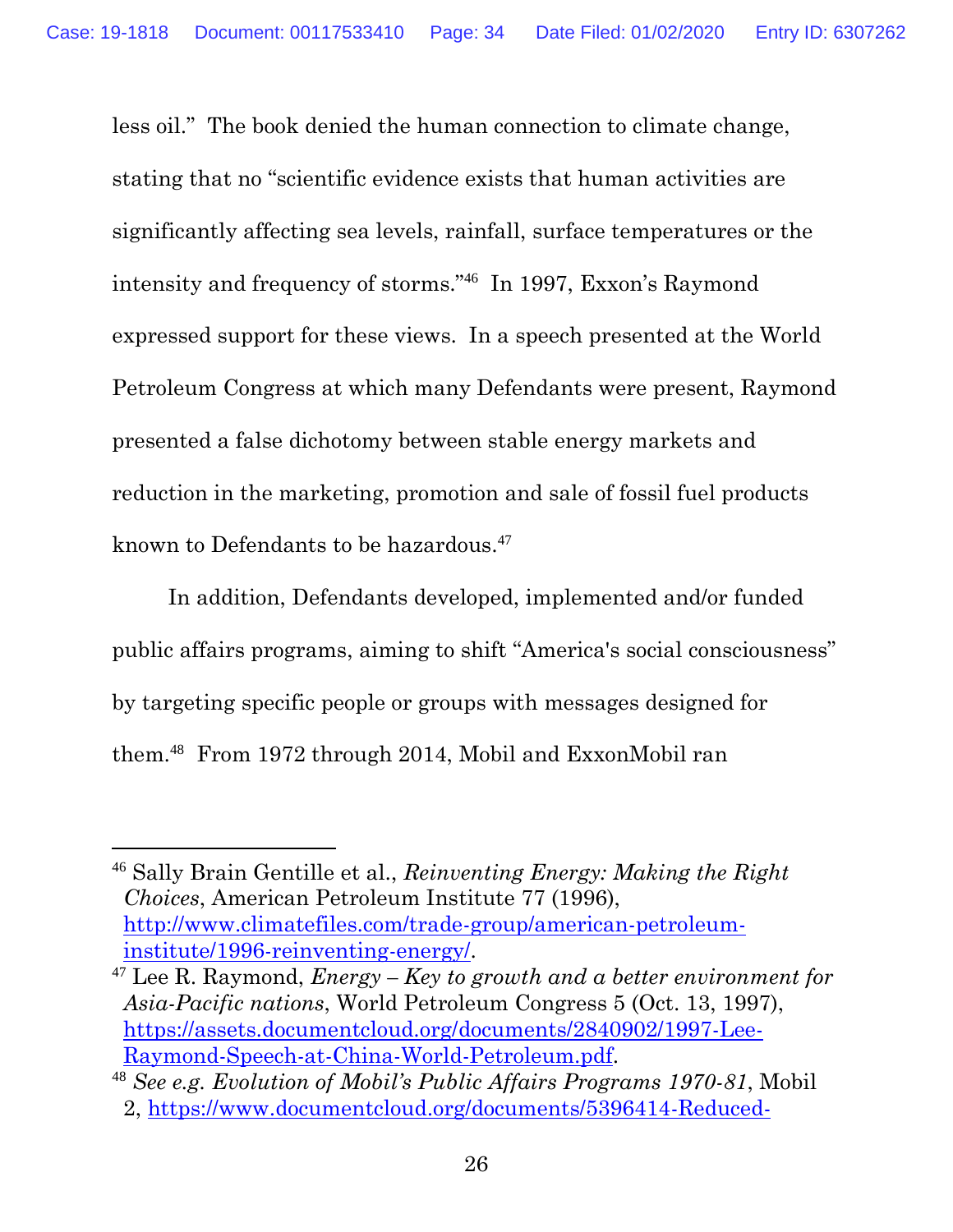less oil." The book denied the human connection to climate change, stating that no "scientific evidence exists that human activities are significantly affecting sea levels, rainfall, surface temperatures or the intensity and frequency of storms."[46] In 1997, Exxon's Raymond expressed support for these views. In a speech presented at the World Petroleum Congress at which many Defendants were present, Raymond presented a false dichotomy between stable energy markets and reduction in the marketing, promotion and sale of fossil fuel products known to Defendants to be hazardous.[47]

In addition, Defendants developed, implemented and/or funded public affairs programs, aiming to shift "America's social consciousness" by targeting specific people or groups with messages designed for them.[48] From 1972 through 2014, Mobil and ExxonMobil ran

---

[46] Sally Brain Gentille et al., *Reinventing Energy: Making the Right Choices*, American Petroleum Institute 77 (1996), http://www.climatefiles.com/trade-group/american-petroleum-institute/1996-reinventing-energy/.

[47] Lee R. Raymond, *Energy – Key to growth and a better environment for Asia-Pacific nations*, World Petroleum Congress 5 (Oct. 13, 1997), https://assets.documentcloud.org/documents/2840902/1997-Lee-Raymond-Speech-at-China-World-Petroleum.pdf.

[48] *See e.g. Evolution of Mobil's Public Affairs Programs 1970-81*, Mobil 2, https://www.documentcloud.org/documents/5396414-Reduced-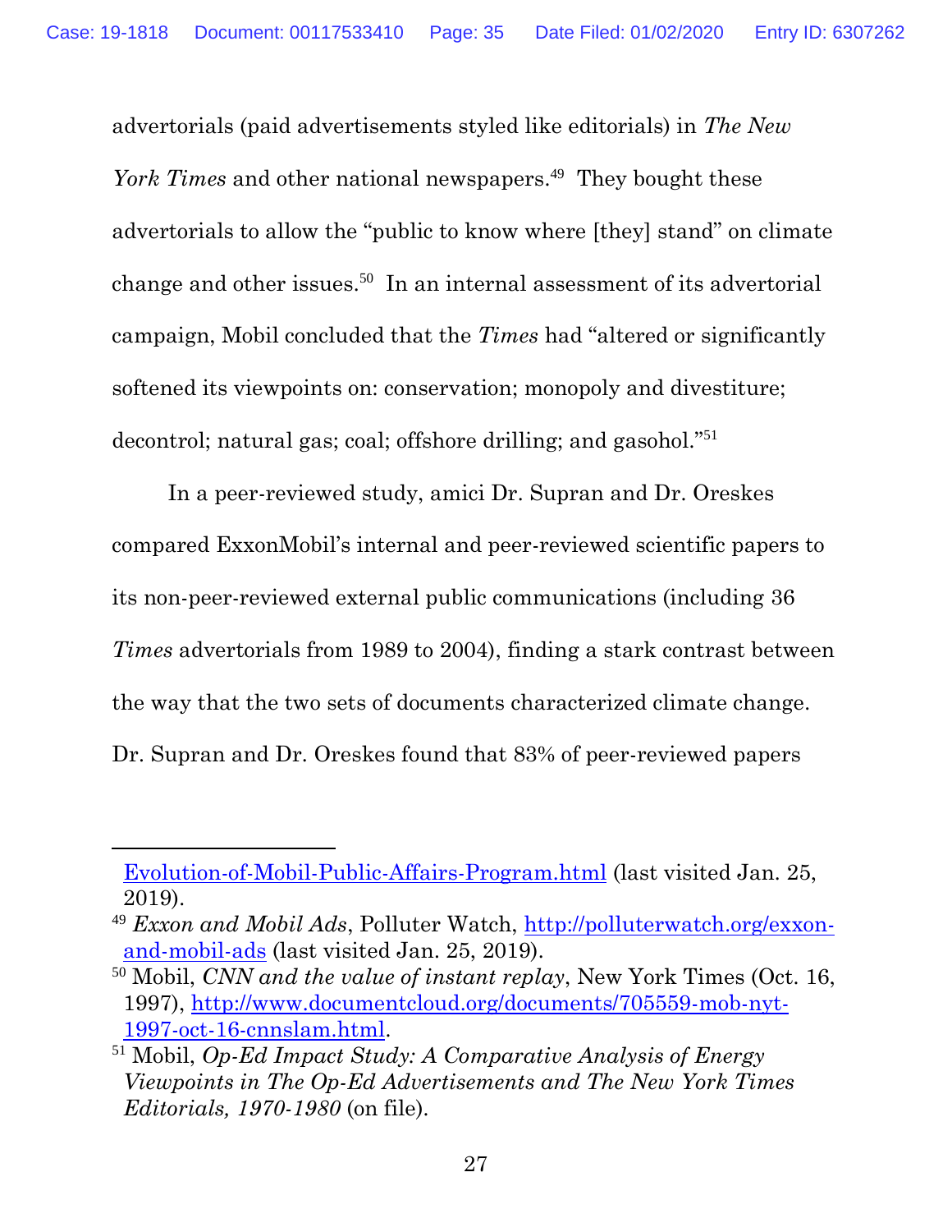advertorials (paid advertisements styled like editorials) in *The New York Times* and other national newspapers.[49] They bought these advertorials to allow the "public to know where [they] stand" on climate change and other issues.[50] In an internal assessment of its advertorial campaign, Mobil concluded that the *Times* had "altered or significantly softened its viewpoints on: conservation; monopoly and divestiture; decontrol; natural gas; coal; offshore drilling; and gasohol."[51]

In a peer-reviewed study, amici Dr. Supran and Dr. Oreskes compared ExxonMobil's internal and peer-reviewed scientific papers to its non-peer-reviewed external public communications (including 36 *Times* advertorials from 1989 to 2004), finding a stark contrast between the way that the two sets of documents characterized climate change. Dr. Supran and Dr. Oreskes found that 83% of peer-reviewed papers

---

Evolution-of-Mobil-Public-Affairs-Program.html (last visited Jan. 25, 2019).

[49] *Exxon and Mobil Ads*, Polluter Watch, http://polluterwatch.org/exxon-and-mobil-ads (last visited Jan. 25, 2019).

[50] Mobil, *CNN and the value of instant replay*, New York Times (Oct. 16, 1997), http://www.documentcloud.org/documents/705559-mob-nyt-1997-oct-16-cnnslam.html.

[51] Mobil, *Op-Ed Impact Study: A Comparative Analysis of Energy Viewpoints in The Op-Ed Advertisements and The New York Times Editorials, 1970-1980* (on file).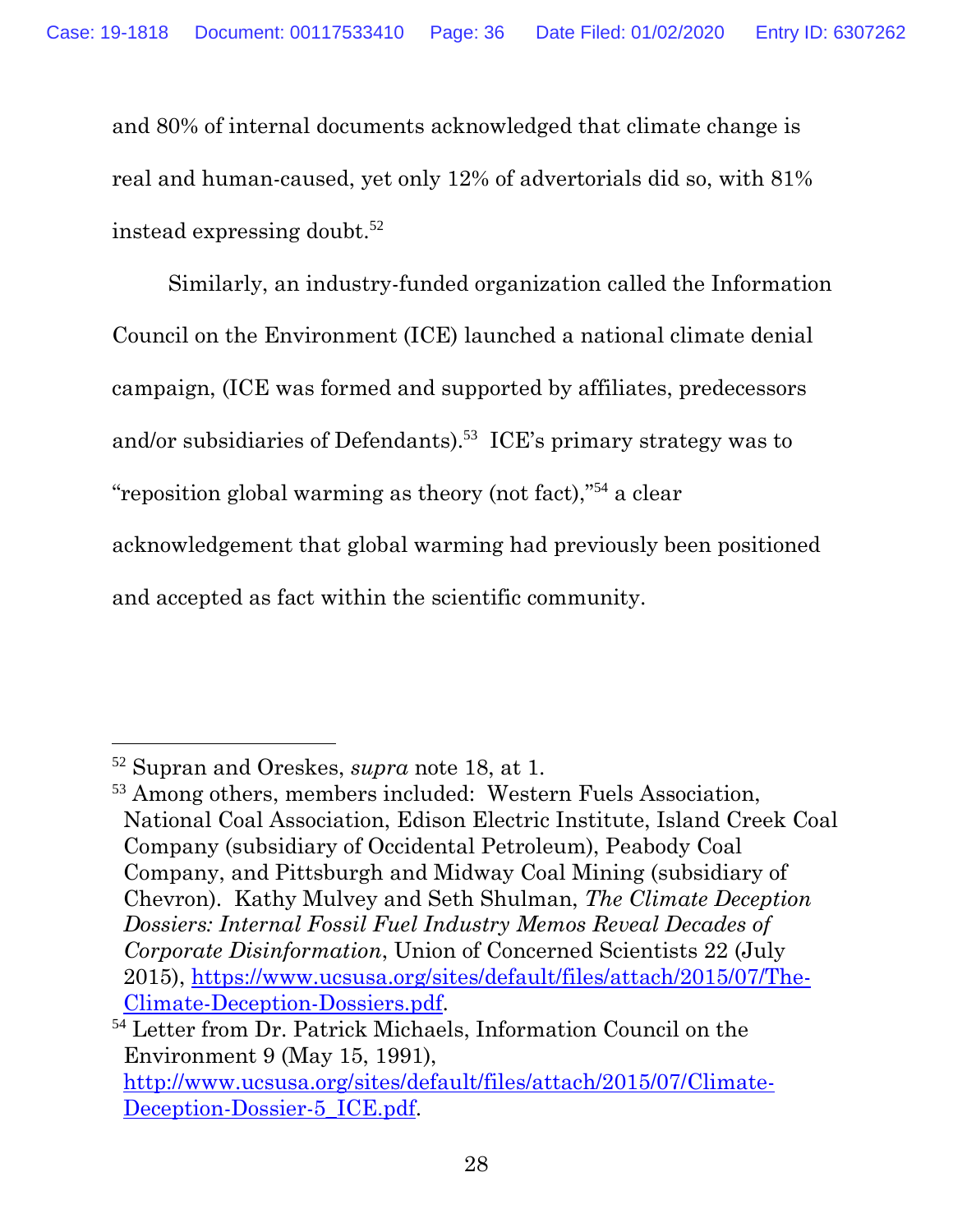and 80% of internal documents acknowledged that climate change is real and human-caused, yet only 12% of advertorials did so, with 81% instead expressing doubt.[52]

Similarly, an industry-funded organization called the Information Council on the Environment (ICE) launched a national climate denial campaign, (ICE was formed and supported by affiliates, predecessors and/or subsidiaries of Defendants).[53] ICE's primary strategy was to "reposition global warming as theory (not fact),"[54] a clear acknowledgement that global warming had previously been positioned and accepted as fact within the scientific community.

---

[52] Supran and Oreskes, *supra* note 18, at 1.

[53] Among others, members included: Western Fuels Association, National Coal Association, Edison Electric Institute, Island Creek Coal Company (subsidiary of Occidental Petroleum), Peabody Coal Company, and Pittsburgh and Midway Coal Mining (subsidiary of Chevron). Kathy Mulvey and Seth Shulman, *The Climate Deception Dossiers: Internal Fossil Fuel Industry Memos Reveal Decades of Corporate Disinformation*, Union of Concerned Scientists 22 (July 2015), https://www.ucsusa.org/sites/default/files/attach/2015/07/The-Climate-Deception-Dossiers.pdf.

[54] Letter from Dr. Patrick Michaels, Information Council on the Environment 9 (May 15, 1991), http://www.ucsusa.org/sites/default/files/attach/2015/07/Climate-Deception-Dossier-5_ICE.pdf.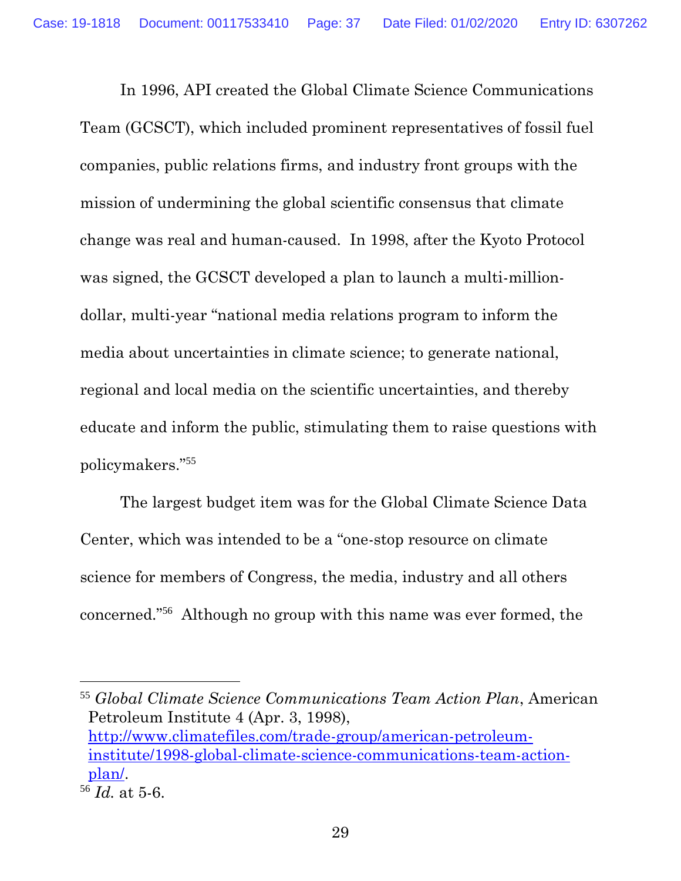In 1996, API created the Global Climate Science Communications Team (GCSCT), which included prominent representatives of fossil fuel companies, public relations firms, and industry front groups with the mission of undermining the global scientific consensus that climate change was real and human-caused. In 1998, after the Kyoto Protocol was signed, the GCSCT developed a plan to launch a multi-million-dollar, multi-year "national media relations program to inform the media about uncertainties in climate science; to generate national, regional and local media on the scientific uncertainties, and thereby educate and inform the public, stimulating them to raise questions with policymakers."[55]

The largest budget item was for the Global Climate Science Data Center, which was intended to be a "one-stop resource on climate science for members of Congress, the media, industry and all others concerned."[56] Although no group with this name was ever formed, the

---

[55] *Global Climate Science Communications Team Action Plan*, American Petroleum Institute 4 (Apr. 3, 1998), http://www.climatefiles.com/trade-group/american-petroleum-institute/1998-global-climate-science-communications-team-action-plan/.

[56] *Id.* at 5-6.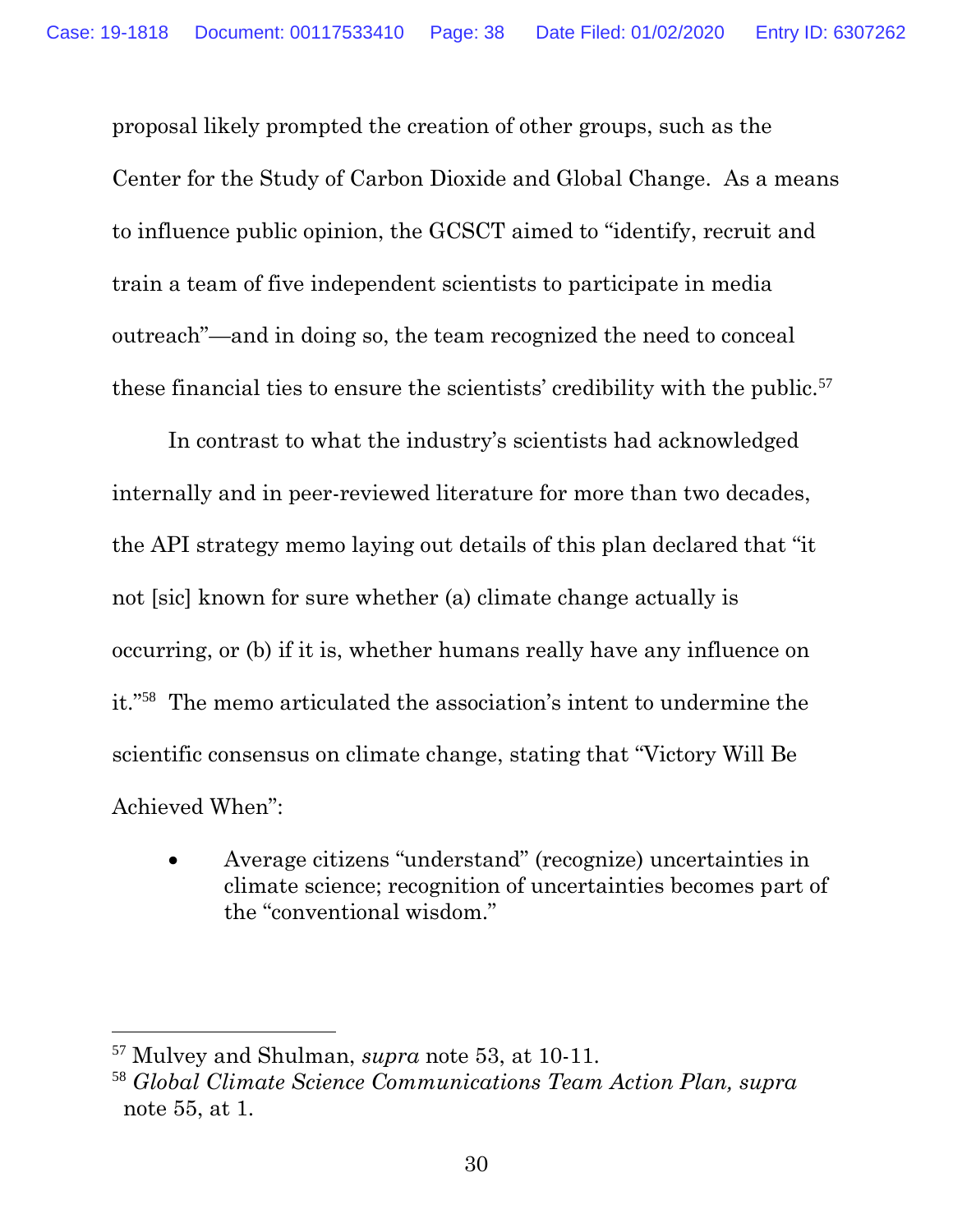proposal likely prompted the creation of other groups, such as the Center for the Study of Carbon Dioxide and Global Change. As a means to influence public opinion, the GCSCT aimed to "identify, recruit and train a team of five independent scientists to participate in media outreach"—and in doing so, the team recognized the need to conceal these financial ties to ensure the scientists' credibility with the public.[57]

In contrast to what the industry's scientists had acknowledged internally and in peer-reviewed literature for more than two decades, the API strategy memo laying out details of this plan declared that "it not [sic] known for sure whether (a) climate change actually is occurring, or (b) if it is, whether humans really have any influence on it."[58] The memo articulated the association's intent to undermine the scientific consensus on climate change, stating that "Victory Will Be Achieved When":

- Average citizens "understand" (recognize) uncertainties in climate science; recognition of uncertainties becomes part of the "conventional wisdom."

---

[57] Mulvey and Shulman, *supra* note 53, at 10-11.

[58] *Global Climate Science Communications Team Action Plan, supra* note 55, at 1.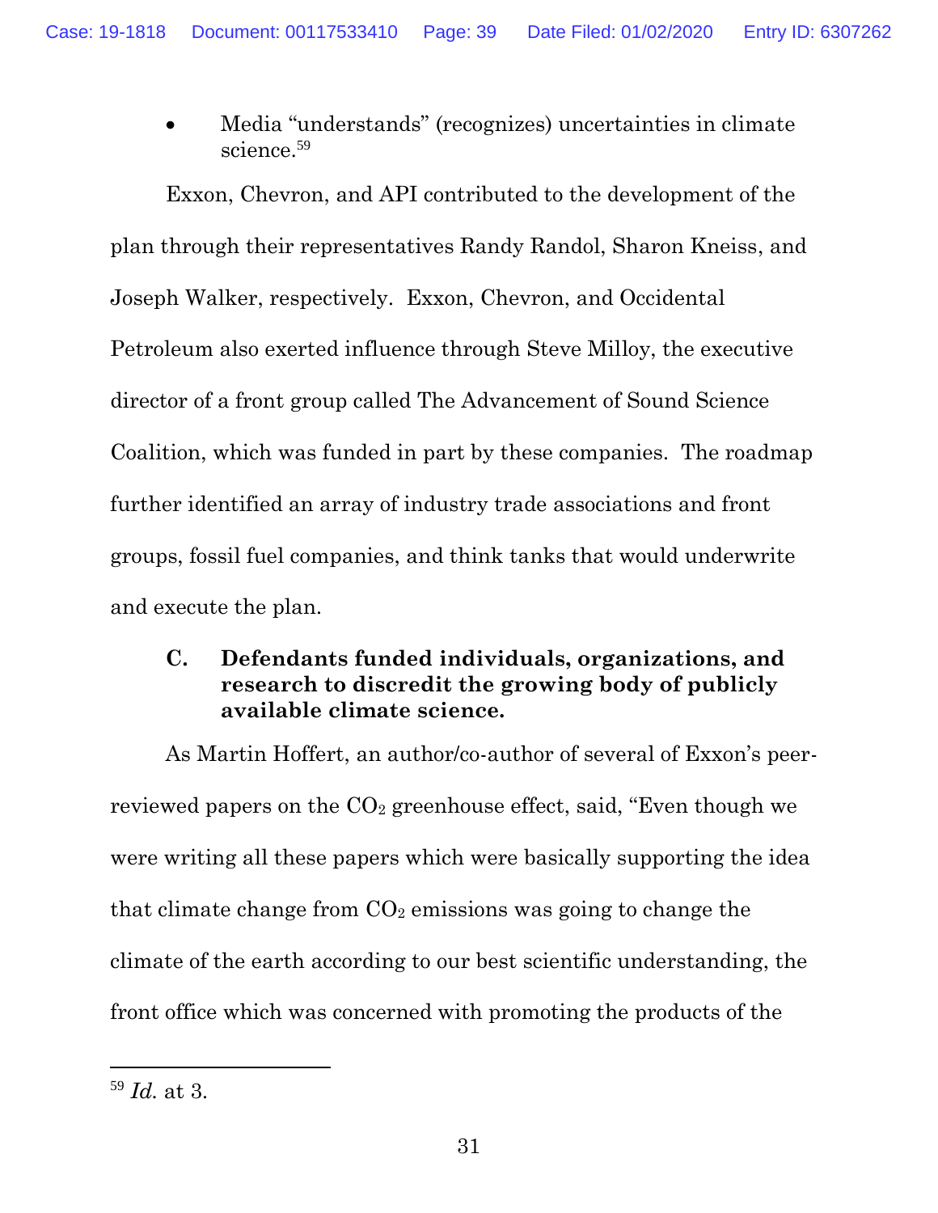- Media "understands" (recognizes) uncertainties in climate science.[59]

Exxon, Chevron, and API contributed to the development of the plan through their representatives Randy Randol, Sharon Kneiss, and Joseph Walker, respectively. Exxon, Chevron, and Occidental Petroleum also exerted influence through Steve Milloy, the executive director of a front group called The Advancement of Sound Science Coalition, which was funded in part by these companies. The roadmap further identified an array of industry trade associations and front groups, fossil fuel companies, and think tanks that would underwrite and execute the plan.

### C. Defendants funded individuals, organizations, and research to discredit the growing body of publicly available climate science.

As Martin Hoffert, an author/co-author of several of Exxon's peer-reviewed papers on the $CO_2$ greenhouse effect, said, "Even though we were writing all these papers which were basically supporting the idea that climate change from $CO_2$ emissions was going to change the climate of the earth according to our best scientific understanding, the front office which was concerned with promoting the products of the

---

[59] *Id.* at 3.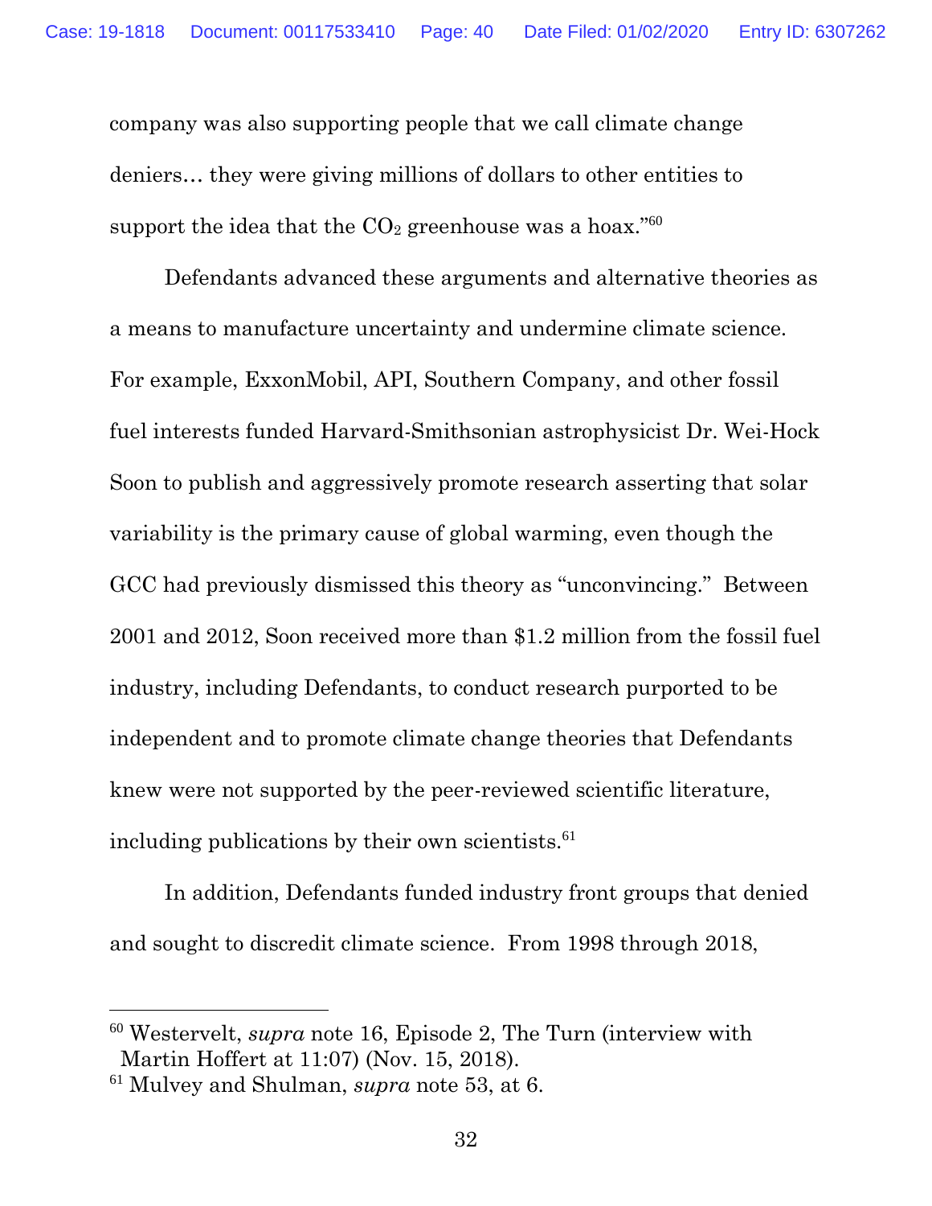company was also supporting people that we call climate change deniers… they were giving millions of dollars to other entities to support the idea that the $CO_2$ greenhouse was a hoax."[60]

Defendants advanced these arguments and alternative theories as a means to manufacture uncertainty and undermine climate science. For example, ExxonMobil, API, Southern Company, and other fossil fuel interests funded Harvard-Smithsonian astrophysicist Dr. Wei-Hock Soon to publish and aggressively promote research asserting that solar variability is the primary cause of global warming, even though the GCC had previously dismissed this theory as "unconvincing." Between 2001 and 2012, Soon received more than $1.2 million from the fossil fuel industry, including Defendants, to conduct research purported to be independent and to promote climate change theories that Defendants knew were not supported by the peer-reviewed scientific literature, including publications by their own scientists.[61]

In addition, Defendants funded industry front groups that denied and sought to discredit climate science. From 1998 through 2018,

---

[60] Westervelt, *supra* note 16, Episode 2, The Turn (interview with Martin Hoffert at 11:07) (Nov. 15, 2018).

[61] Mulvey and Shulman, *supra* note 53, at 6.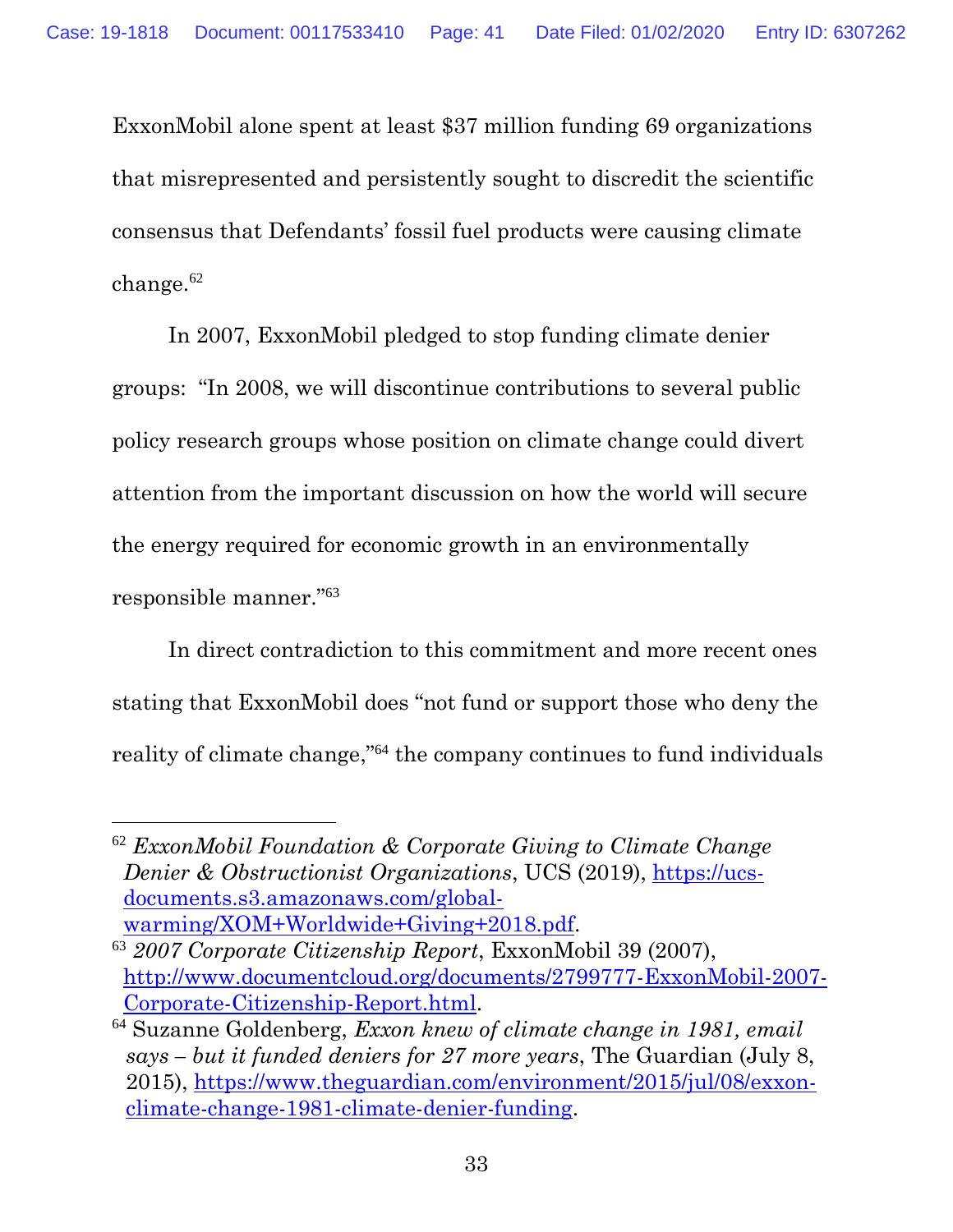ExxonMobil alone spent at least $37 million funding 69 organizations that misrepresented and persistently sought to discredit the scientific consensus that Defendants' fossil fuel products were causing climate change.[62]

In 2007, ExxonMobil pledged to stop funding climate denier groups: "In 2008, we will discontinue contributions to several public policy research groups whose position on climate change could divert attention from the important discussion on how the world will secure the energy required for economic growth in an environmentally responsible manner."[63]

In direct contradiction to this commitment and more recent ones stating that ExxonMobil does "not fund or support those who deny the reality of climate change,"[64] the company continues to fund individuals

---

[62] *ExxonMobil Foundation & Corporate Giving to Climate Change Denier & Obstructionist Organizations*, UCS (2019), https://ucs-documents.s3.amazonaws.com/global-warming/XOM+Worldwide+Giving+2018.pdf.

[63] *2007 Corporate Citizenship Report*, ExxonMobil 39 (2007), http://www.documentcloud.org/documents/2799777-ExxonMobil-2007-Corporate-Citizenship-Report.html.

[64] Suzanne Goldenberg, *Exxon knew of climate change in 1981, email says – but it funded deniers for 27 more years*, The Guardian (July 8, 2015), https://www.theguardian.com/environment/2015/jul/08/exxon-climate-change-1981-climate-denier-funding.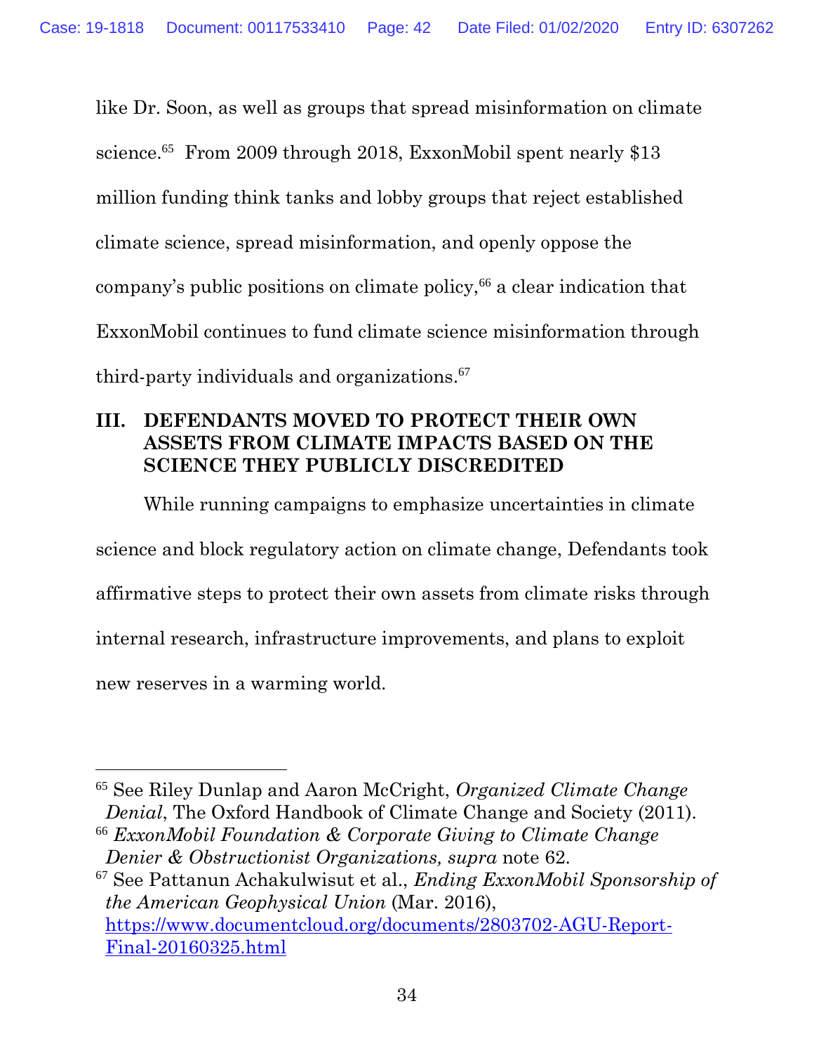like Dr. Soon, as well as groups that spread misinformation on climate science.[65] From 2009 through 2018, ExxonMobil spent nearly $13 million funding think tanks and lobby groups that reject established climate science, spread misinformation, and openly oppose the company's public positions on climate policy,[66] a clear indication that ExxonMobil continues to fund climate science misinformation through third-party individuals and organizations.[67]

## III. DEFENDANTS MOVED TO PROTECT THEIR OWN ASSETS FROM CLIMATE IMPACTS BASED ON THE SCIENCE THEY PUBLICLY DISCREDITED

While running campaigns to emphasize uncertainties in climate science and block regulatory action on climate change, Defendants took affirmative steps to protect their own assets from climate risks through internal research, infrastructure improvements, and plans to exploit new reserves in a warming world.

---

[65] See Riley Dunlap and Aaron McCright, *Organized Climate Change Denial*, The Oxford Handbook of Climate Change and Society (2011).

[66] *ExxonMobil Foundation & Corporate Giving to Climate Change Denier & Obstructionist Organizations, supra* note 62.

[67] See Pattanun Achakulwisut et al., *Ending ExxonMobil Sponsorship of the American Geophysical Union* (Mar. 2016), https://www.documentcloud.org/documents/2803702-AGU-Report-Final-20160325.html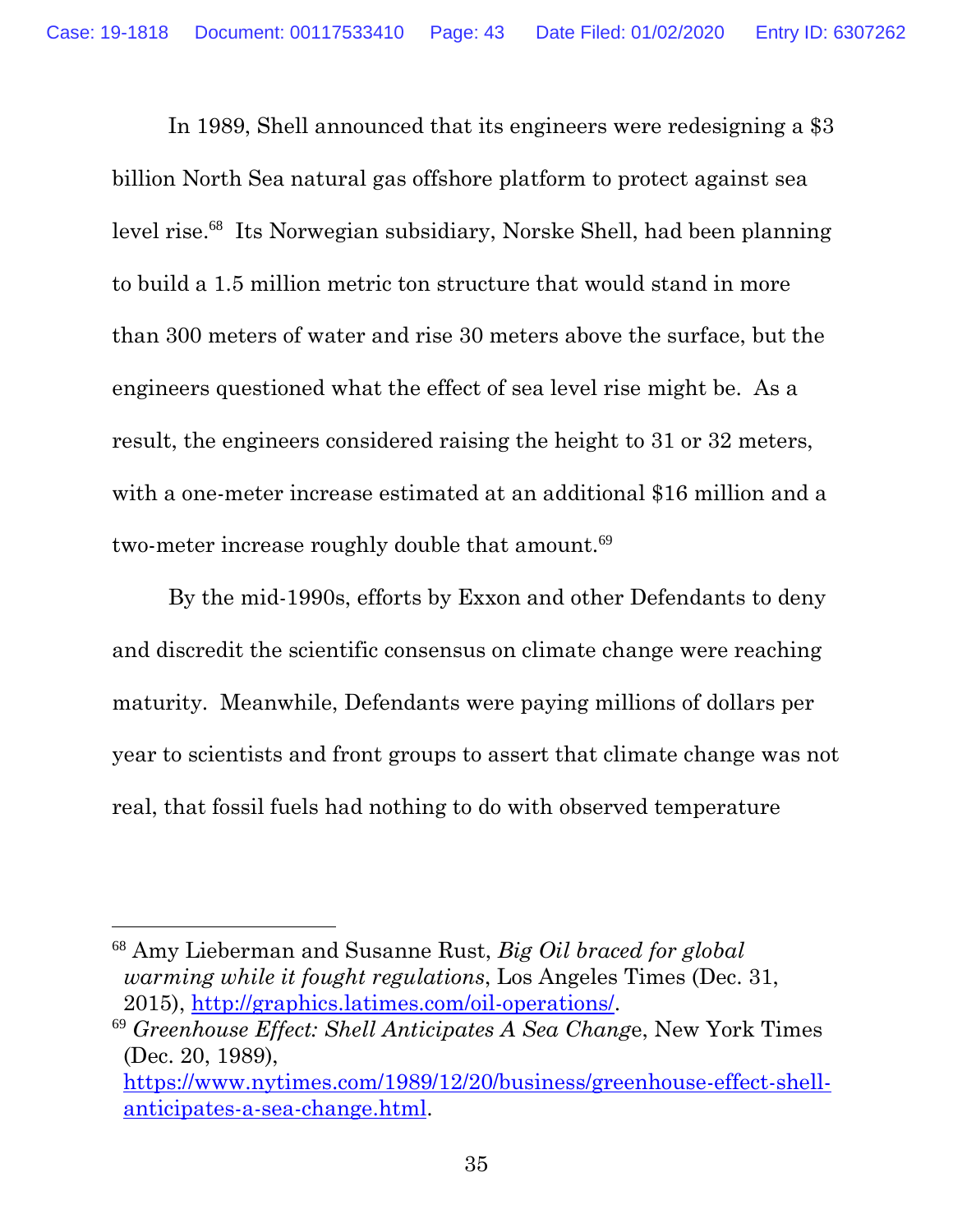In 1989, Shell announced that its engineers were redesigning a $3 billion North Sea natural gas offshore platform to protect against sea level rise.[68] Its Norwegian subsidiary, Norske Shell, had been planning to build a 1.5 million metric ton structure that would stand in more than 300 meters of water and rise 30 meters above the surface, but the engineers questioned what the effect of sea level rise might be. As a result, the engineers considered raising the height to 31 or 32 meters, with a one-meter increase estimated at an additional $16 million and a two-meter increase roughly double that amount.[69]

By the mid-1990s, efforts by Exxon and other Defendants to deny and discredit the scientific consensus on climate change were reaching maturity. Meanwhile, Defendants were paying millions of dollars per year to scientists and front groups to assert that climate change was not real, that fossil fuels had nothing to do with observed temperature

---

[68] Amy Lieberman and Susanne Rust, *Big Oil braced for global warming while it fought regulations*, Los Angeles Times (Dec. 31, 2015), http://graphics.latimes.com/oil-operations/.

[69] *Greenhouse Effect: Shell Anticipates A Sea Change*, New York Times (Dec. 20, 1989), https://www.nytimes.com/1989/12/20/business/greenhouse-effect-shell-anticipates-a-sea-change.html.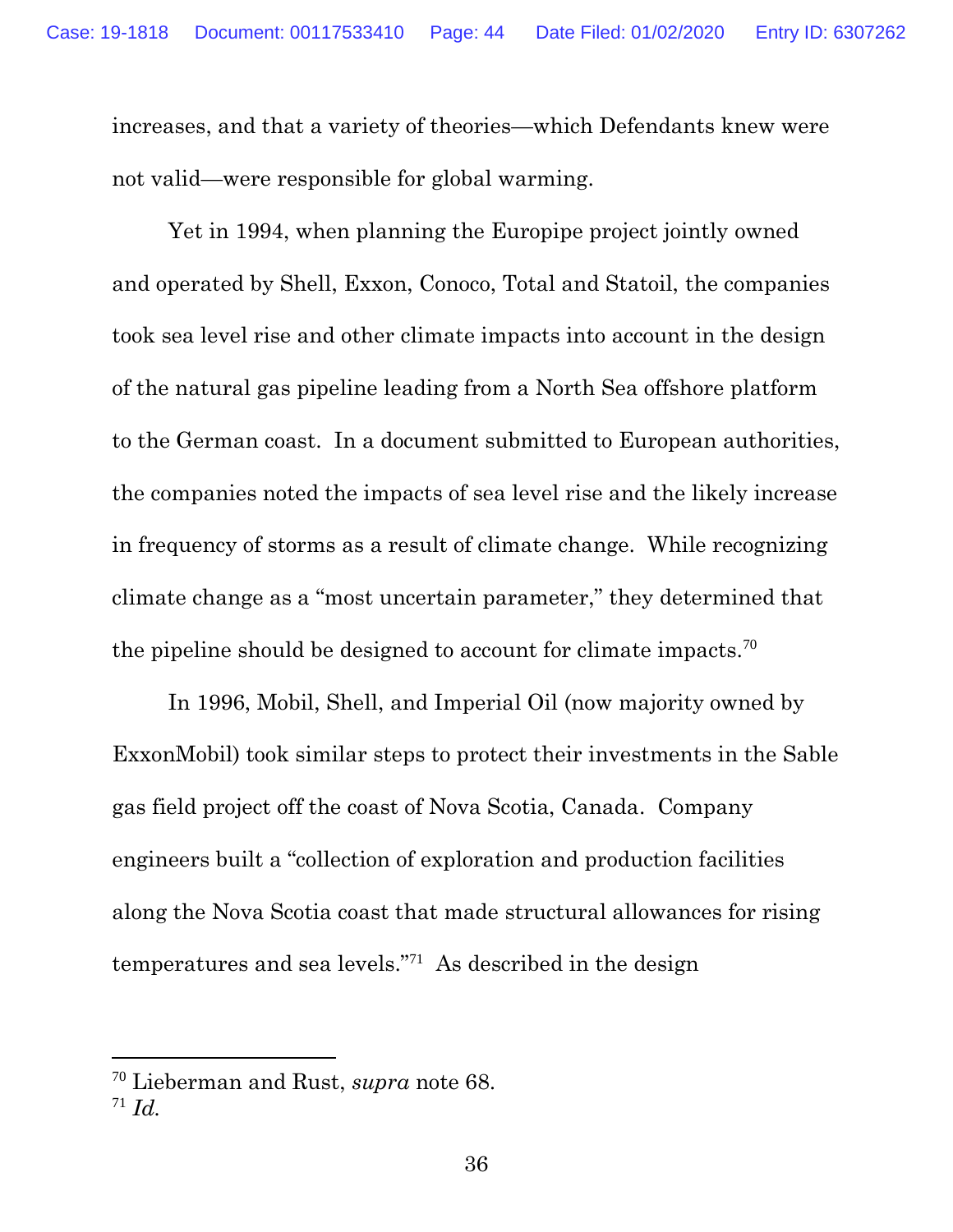increases, and that a variety of theories—which Defendants knew were not valid—were responsible for global warming.

Yet in 1994, when planning the Europipe project jointly owned and operated by Shell, Exxon, Conoco, Total and Statoil, the companies took sea level rise and other climate impacts into account in the design of the natural gas pipeline leading from a North Sea offshore platform to the German coast. In a document submitted to European authorities, the companies noted the impacts of sea level rise and the likely increase in frequency of storms as a result of climate change. While recognizing climate change as a "most uncertain parameter," they determined that the pipeline should be designed to account for climate impacts.[70]

In 1996, Mobil, Shell, and Imperial Oil (now majority owned by ExxonMobil) took similar steps to protect their investments in the Sable gas field project off the coast of Nova Scotia, Canada. Company engineers built a "collection of exploration and production facilities along the Nova Scotia coast that made structural allowances for rising temperatures and sea levels."[71] As described in the design

---

[70] Lieberman and Rust, *supra* note 68.

[71] *Id.*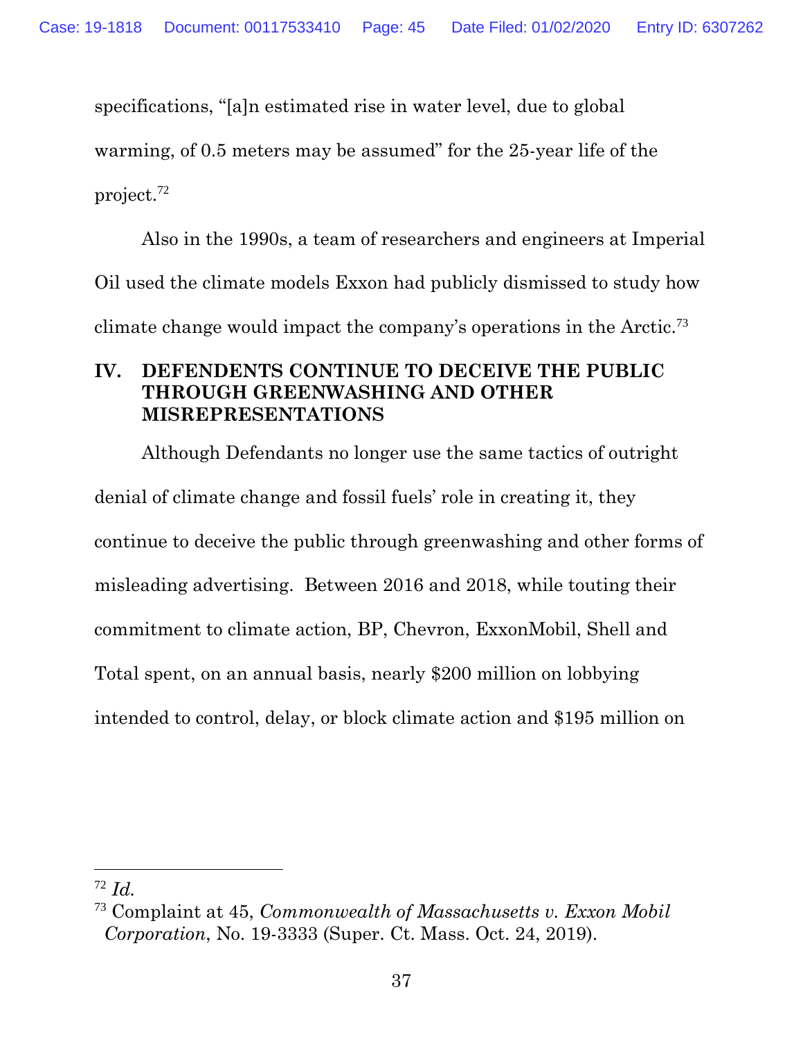specifications, "[a]n estimated rise in water level, due to global warming, of 0.5 meters may be assumed" for the 25-year life of the project.[72]

Also in the 1990s, a team of researchers and engineers at Imperial Oil used the climate models Exxon had publicly dismissed to study how climate change would impact the company's operations in the Arctic.[73]

## IV. DEFENDENTS CONTINUE TO DECEIVE THE PUBLIC THROUGH GREENWASHING AND OTHER MISREPRESENTATIONS

Although Defendants no longer use the same tactics of outright denial of climate change and fossil fuels' role in creating it, they continue to deceive the public through greenwashing and other forms of misleading advertising. Between 2016 and 2018, while touting their commitment to climate action, BP, Chevron, ExxonMobil, Shell and Total spent, on an annual basis, nearly $200 million on lobbying intended to control, delay, or block climate action and $195 million on

---

[72] *Id.*

[73] Complaint at 45, *Commonwealth of Massachusetts v. Exxon Mobil Corporation*, No. 19-3333 (Super. Ct. Mass. Oct. 24, 2019).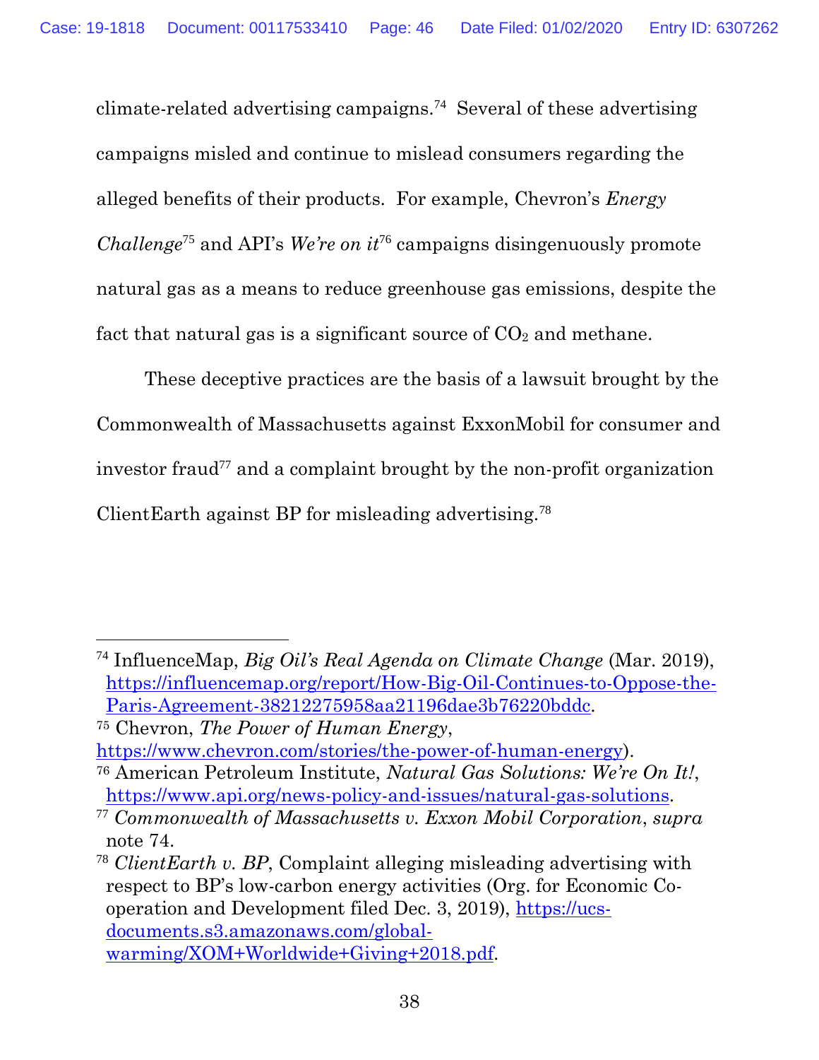climate-related advertising campaigns.[74] Several of these advertising campaigns misled and continue to mislead consumers regarding the alleged benefits of their products. For example, Chevron's *Energy Challenge*[75] and API's *We're on it*[76] campaigns disingenuously promote natural gas as a means to reduce greenhouse gas emissions, despite the fact that natural gas is a significant source of $CO_2$ and methane.

These deceptive practices are the basis of a lawsuit brought by the Commonwealth of Massachusetts against ExxonMobil for consumer and investor fraud[77] and a complaint brought by the non-profit organization ClientEarth against BP for misleading advertising.[78]

---

[74] InfluenceMap, *Big Oil's Real Agenda on Climate Change* (Mar. 2019), https://influencemap.org/report/How-Big-Oil-Continues-to-Oppose-the-Paris-Agreement-38212275958aa21196dae3b76220bddc.

[75] Chevron, *The Power of Human Energy*, https://www.chevron.com/stories/the-power-of-human-energy).

[76] American Petroleum Institute, *Natural Gas Solutions: We're On It!*, https://www.api.org/news-policy-and-issues/natural-gas-solutions.

[77] *Commonwealth of Massachusetts v. Exxon Mobil Corporation*, *supra* note 74.

[78] *ClientEarth v. BP*, Complaint alleging misleading advertising with respect to BP's low-carbon energy activities (Org. for Economic Co-operation and Development filed Dec. 3, 2019), https://ucs-documents.s3.amazonaws.com/global-warming/XOM+Worldwide+Giving+2018.pdf.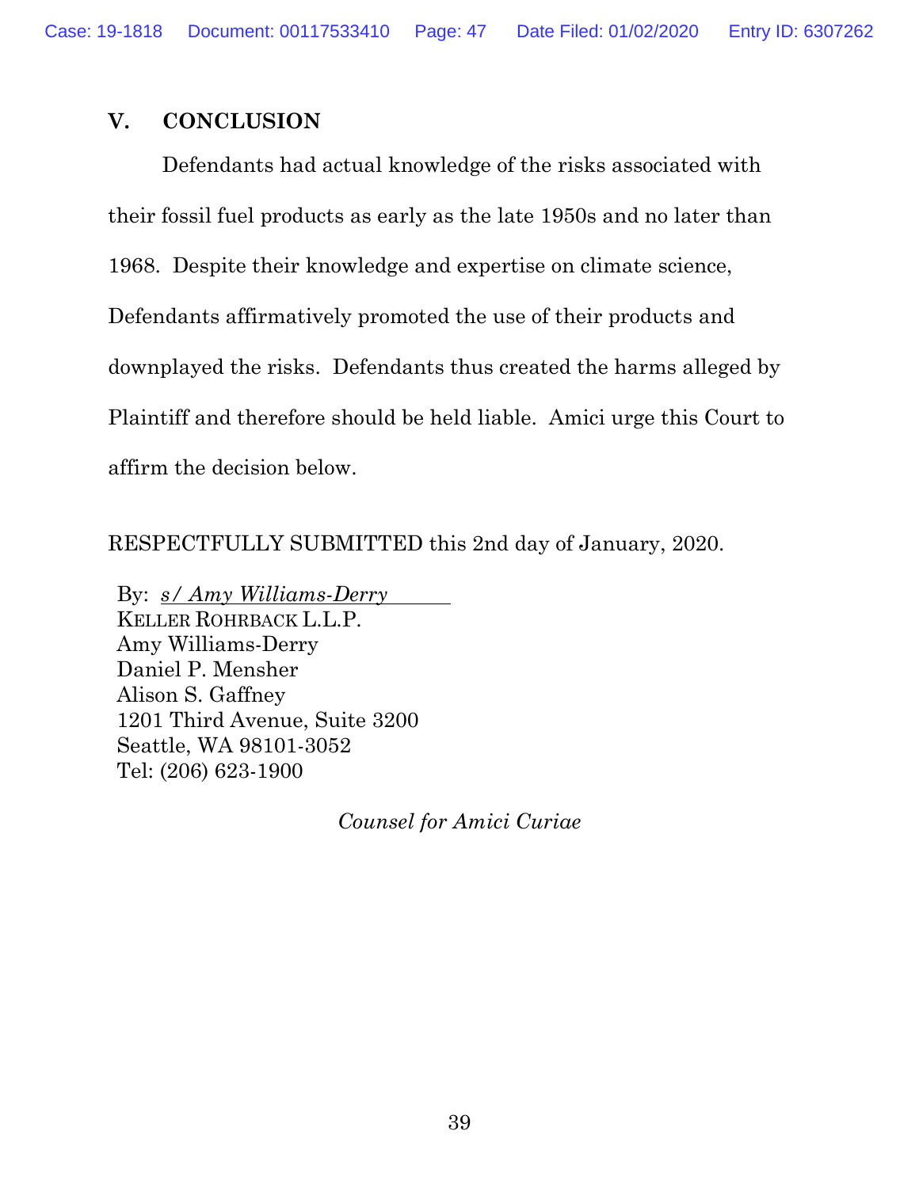## V. CONCLUSION

Defendants had actual knowledge of the risks associated with their fossil fuel products as early as the late 1950s and no later than 1968. Despite their knowledge and expertise on climate science, Defendants affirmatively promoted the use of their products and downplayed the risks. Defendants thus created the harms alleged by Plaintiff and therefore should be held liable. Amici urge this Court to affirm the decision below.

RESPECTFULLY SUBMITTED this 2nd day of January, 2020.

By: *s/ Amy Williams-Derry*
KELLER ROHRBACK L.L.P.
Amy Williams-Derry
Daniel P. Mensher
Alison S. Gaffney
1201 Third Avenue, Suite 3200
Seattle, WA 98101-3052
Tel: (206) 623-1900

*Counsel for Amici Curiae*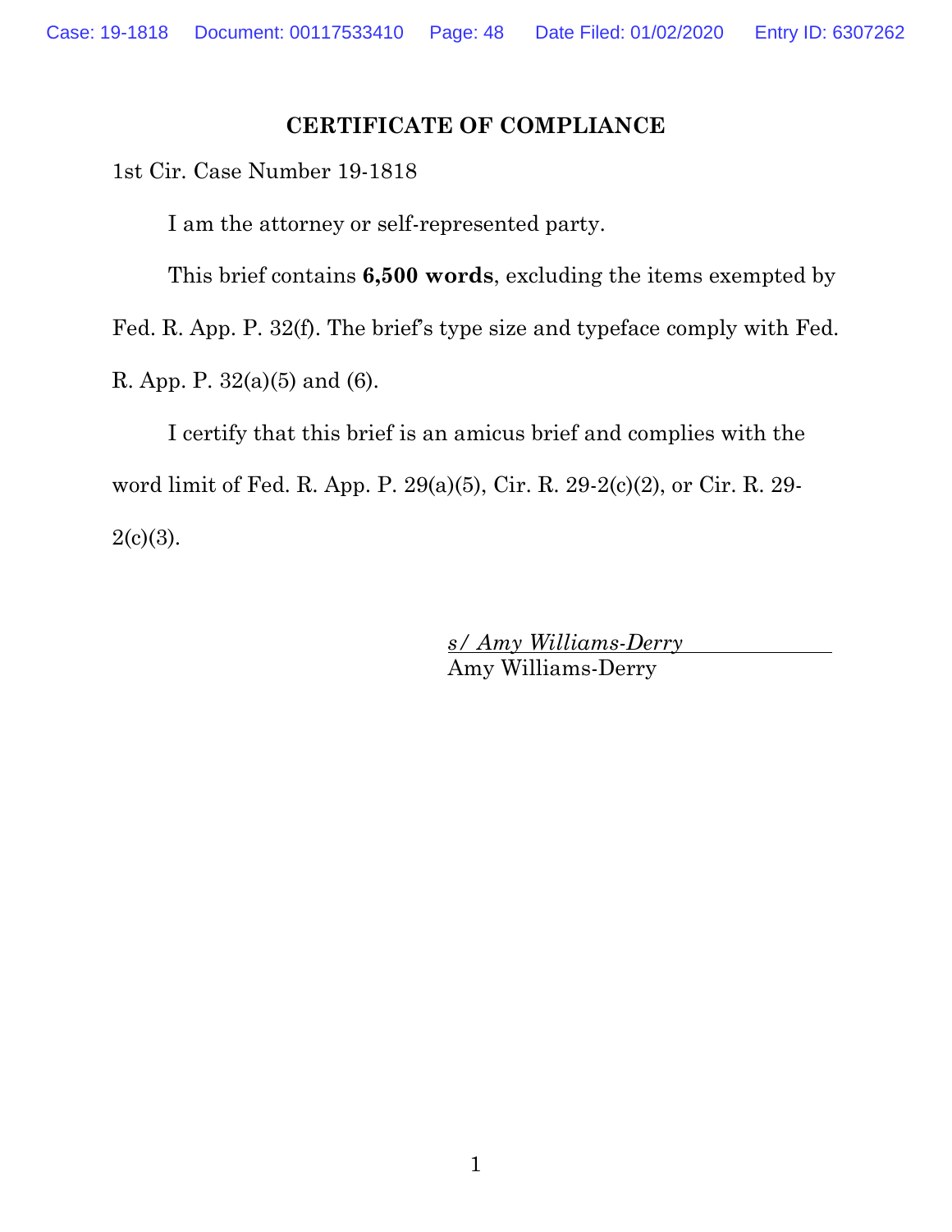# CERTIFICATE OF COMPLIANCE

1st Cir. Case Number 19-1818

I am the attorney or self-represented party.

This brief contains **6,500 words**, excluding the items exempted by Fed. R. App. P. 32(f). The brief's type size and typeface comply with Fed. R. App. P. 32(a)(5) and (6).

I certify that this brief is an amicus brief and complies with the word limit of Fed. R. App. P. 29(a)(5), Cir. R. 29-2(c)(2), or Cir. R. 29-2(c)(3).

*s/ Amy Williams-Derry*
Amy Williams-Derry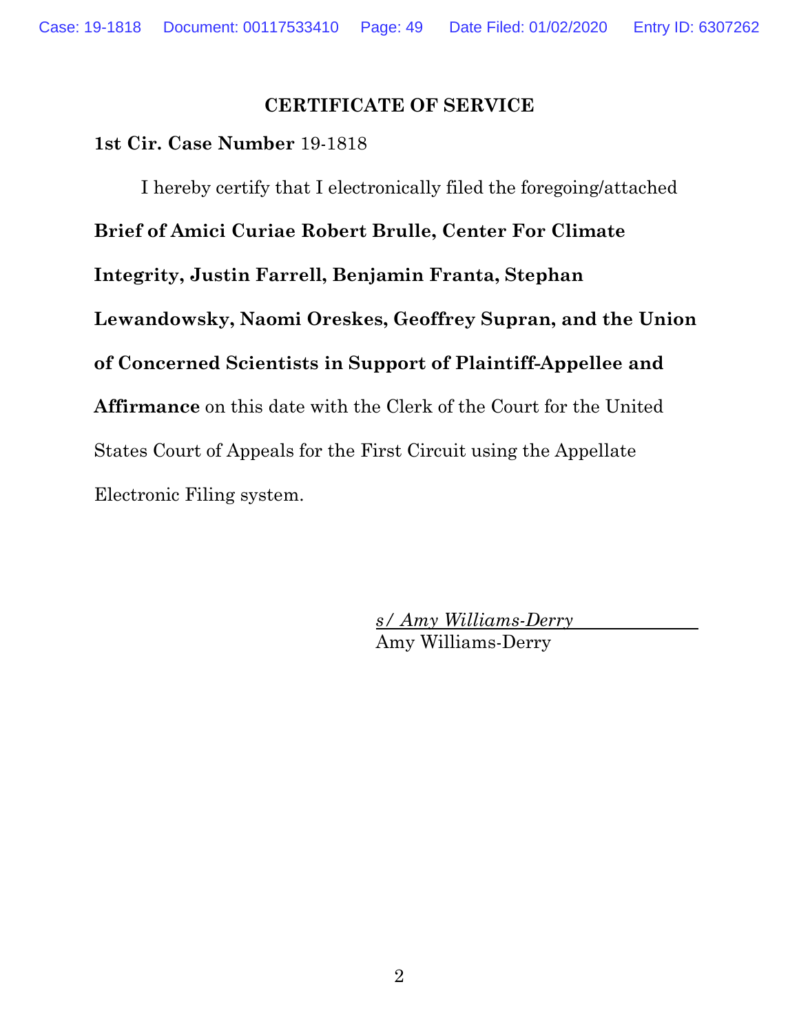## CERTIFICATE OF SERVICE

**1st Cir. Case Number** 19-1818

I hereby certify that I electronically filed the foregoing/attached **Brief of Amici Curiae Robert Brulle, Center For Climate Integrity, Justin Farrell, Benjamin Franta, Stephan Lewandowsky, Naomi Oreskes, Geoffrey Supran, and the Union of Concerned Scientists in Support of Plaintiff-Appellee and Affirmance** on this date with the Clerk of the Court for the United States Court of Appeals for the First Circuit using the Appellate Electronic Filing system.

*s/ Amy Williams-Derry*
Amy Williams-Derry